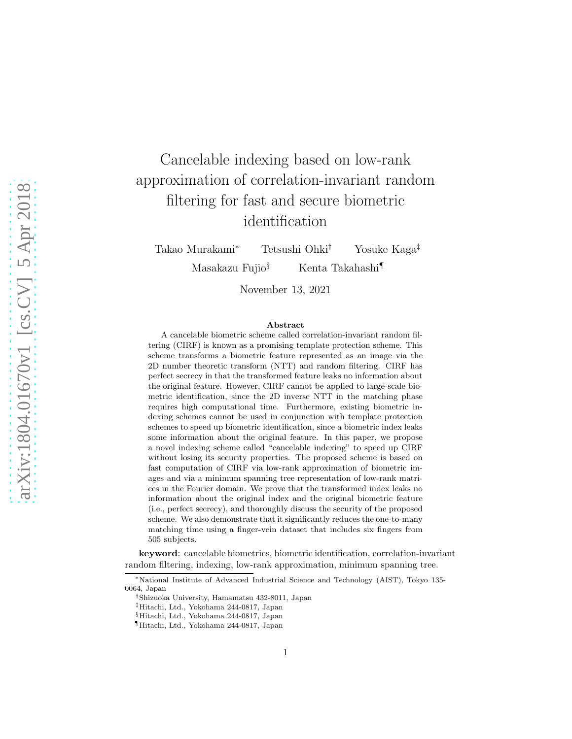# Cancelable indexing based on low-rank approximation of correlation-invariant random filtering for fast and secure biometric identification

Takao Murakami[*] Tetsushi Ohki[†] Yosuke Kaga[‡]
Masakazu Fujio[§] Kenta Takahashi[¶]

November 13, 2021

## Abstract

A cancelable biometric scheme called correlation-invariant random filtering (CIRF) is known as a promising template protection scheme. This scheme transforms a biometric feature represented as an image via the 2D number theoretic transform (NTT) and random filtering. CIRF has perfect secrecy in that the transformed feature leaks no information about the original feature. However, CIRF cannot be applied to large-scale biometric identification, since the 2D inverse NTT in the matching phase requires high computational time. Furthermore, existing biometric indexing schemes cannot be used in conjunction with template protection schemes to speed up biometric identification, since a biometric index leaks some information about the original feature. In this paper, we propose a novel indexing scheme called "cancelable indexing" to speed up CIRF without losing its security properties. The proposed scheme is based on fast computation of CIRF via low-rank approximation of biometric images and via a minimum spanning tree representation of low-rank matrices in the Fourier domain. We prove that the transformed index leaks no information about the original index and the original biometric feature (i.e., perfect secrecy), and thoroughly discuss the security of the proposed scheme. We also demonstrate that it significantly reduces the one-to-many matching time using a finger-vein dataset that includes six fingers from 505 subjects.

**keyword**: cancelable biometrics, biometric identification, correlation-invariant random filtering, indexing, low-rank approximation, minimum spanning tree.

---

[*]National Institute of Advanced Industrial Science and Technology (AIST), Tokyo 135-0064, Japan

[†]Shizuoka University, Hamamatsu 432-8011, Japan

[‡]Hitachi, Ltd., Yokohama 244-0817, Japan

[§]Hitachi, Ltd., Yokohama 244-0817, Japan

[¶]Hitachi, Ltd., Yokohama 244-0817, Japan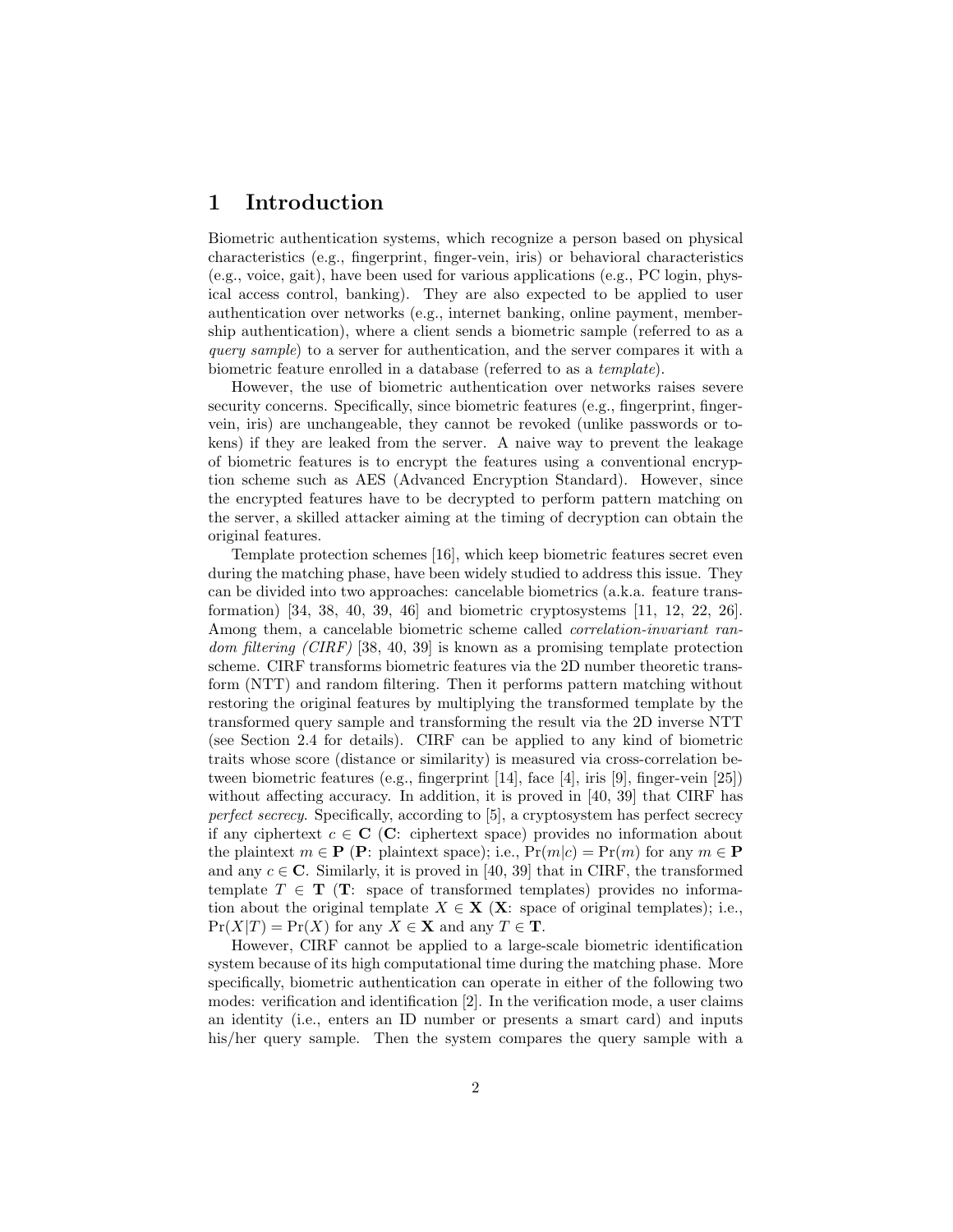# 1 Introduction

Biometric authentication systems, which recognize a person based on physical characteristics (e.g., fingerprint, finger-vein, iris) or behavioral characteristics (e.g., voice, gait), have been used for various applications (e.g., PC login, physical access control, banking). They are also expected to be applied to user authentication over networks (e.g., internet banking, online payment, membership authentication), where a client sends a biometric sample (referred to as a *query sample*) to a server for authentication, and the server compares it with a biometric feature enrolled in a database (referred to as a *template*).

However, the use of biometric authentication over networks raises severe security concerns. Specifically, since biometric features (e.g., fingerprint, finger-vein, iris) are unchangeable, they cannot be revoked (unlike passwords or tokens) if they are leaked from the server. A naive way to prevent the leakage of biometric features is to encrypt the features using a conventional encryption scheme such as AES (Advanced Encryption Standard). However, since the encrypted features have to be decrypted to perform pattern matching on the server, a skilled attacker aiming at the timing of decryption can obtain the original features.

Template protection schemes [16], which keep biometric features secret even during the matching phase, have been widely studied to address this issue. They can be divided into two approaches: cancelable biometrics (a.k.a. feature transformation) [34, 38, 40, 39, 46] and biometric cryptosystems [11, 12, 22, 26]. Among them, a cancelable biometric scheme called *correlation-invariant random filtering (CIRF)* [38, 40, 39] is known as a promising template protection scheme. CIRF transforms biometric features via the 2D number theoretic transform (NTT) and random filtering. Then it performs pattern matching without restoring the original features by multiplying the transformed template by the transformed query sample and transforming the result via the 2D inverse NTT (see Section 2.4 for details). CIRF can be applied to any kind of biometric traits whose score (distance or similarity) is measured via cross-correlation between biometric features (e.g., fingerprint [14], face [4], iris [9], finger-vein [25]) without affecting accuracy. In addition, it is proved in [40, 39] that CIRF has *perfect secrecy*. Specifically, according to [5], a cryptosystem has perfect secrecy if any ciphertext $c \in \mathbf{C}$ ($\mathbf{C}$: ciphertext space) provides no information about the plaintext $m \in \mathbf{P}$ ($\mathbf{P}$: plaintext space); i.e., $\Pr(m|c) = \Pr(m)$ for any $m \in \mathbf{P}$ and any $c \in \mathbf{C}$. Similarly, it is proved in [40, 39] that in CIRF, the transformed template $T \in \mathbf{T}$ ($\mathbf{T}$: space of transformed templates) provides no information about the original template $X \in \mathbf{X}$ ($\mathbf{X}$: space of original templates); i.e., $\Pr(X|T) = \Pr(X)$ for any $X \in \mathbf{X}$ and any $T \in \mathbf{T}$.

However, CIRF cannot be applied to a large-scale biometric identification system because of its high computational time during the matching phase. More specifically, biometric authentication can operate in either of the following two modes: verification and identification [2]. In the verification mode, a user claims an identity (i.e., enters an ID number or presents a smart card) and inputs his/her query sample. Then the system compares the query sample with a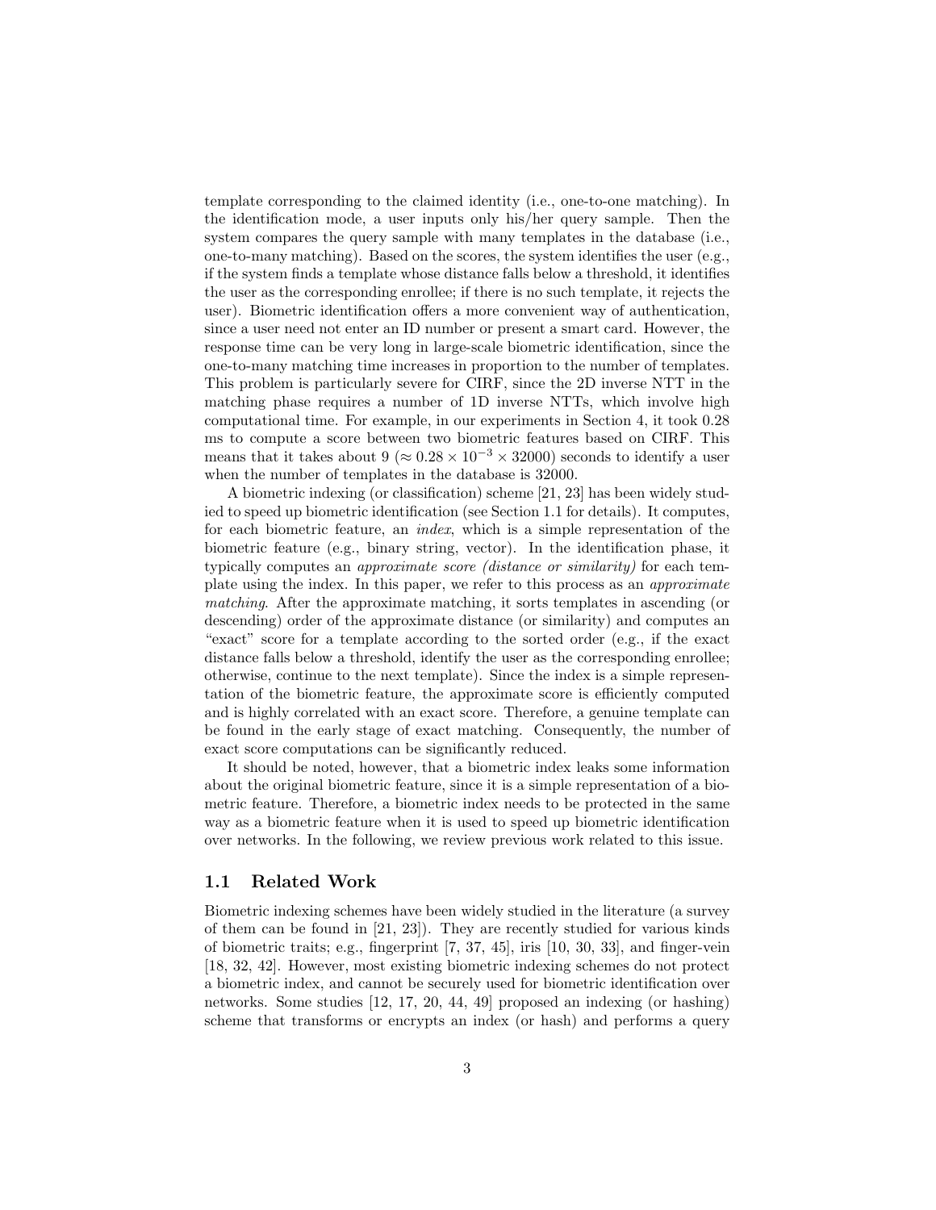template corresponding to the claimed identity (i.e., one-to-one matching). In the identification mode, a user inputs only his/her query sample. Then the system compares the query sample with many templates in the database (i.e., one-to-many matching). Based on the scores, the system identifies the user (e.g., if the system finds a template whose distance falls below a threshold, it identifies the user as the corresponding enrollee; if there is no such template, it rejects the user). Biometric identification offers a more convenient way of authentication, since a user need not enter an ID number or present a smart card. However, the response time can be very long in large-scale biometric identification, since the one-to-many matching time increases in proportion to the number of templates. This problem is particularly severe for CIRF, since the 2D inverse NTT in the matching phase requires a number of 1D inverse NTTs, which involve high computational time. For example, in our experiments in Section 4, it took 0.28 ms to compute a score between two biometric features based on CIRF. This means that it takes about 9 ($\approx 0.28 \times 10^{-3} \times 32000$) seconds to identify a user when the number of templates in the database is 32000.

A biometric indexing (or classification) scheme [21, 23] has been widely studied to speed up biometric identification (see Section 1.1 for details). It computes, for each biometric feature, an *index*, which is a simple representation of the biometric feature (e.g., binary string, vector). In the identification phase, it typically computes an *approximate score (distance or similarity)* for each template using the index. In this paper, we refer to this process as an *approximate matching*. After the approximate matching, it sorts templates in ascending (or descending) order of the approximate distance (or similarity) and computes an "exact" score for a template according to the sorted order (e.g., if the exact distance falls below a threshold, identify the user as the corresponding enrollee; otherwise, continue to the next template). Since the index is a simple representation of the biometric feature, the approximate score is efficiently computed and is highly correlated with an exact score. Therefore, a genuine template can be found in the early stage of exact matching. Consequently, the number of exact score computations can be significantly reduced.

It should be noted, however, that a biometric index leaks some information about the original biometric feature, since it is a simple representation of a biometric feature. Therefore, a biometric index needs to be protected in the same way as a biometric feature when it is used to speed up biometric identification over networks. In the following, we review previous work related to this issue.

## 1.1 Related Work

Biometric indexing schemes have been widely studied in the literature (a survey of them can be found in [21, 23]). They are recently studied for various kinds of biometric traits; e.g., fingerprint [7, 37, 45], iris [10, 30, 33], and finger-vein [18, 32, 42]. However, most existing biometric indexing schemes do not protect a biometric index, and cannot be securely used for biometric identification over networks. Some studies [12, 17, 20, 44, 49] proposed an indexing (or hashing) scheme that transforms or encrypts an index (or hash) and performs a query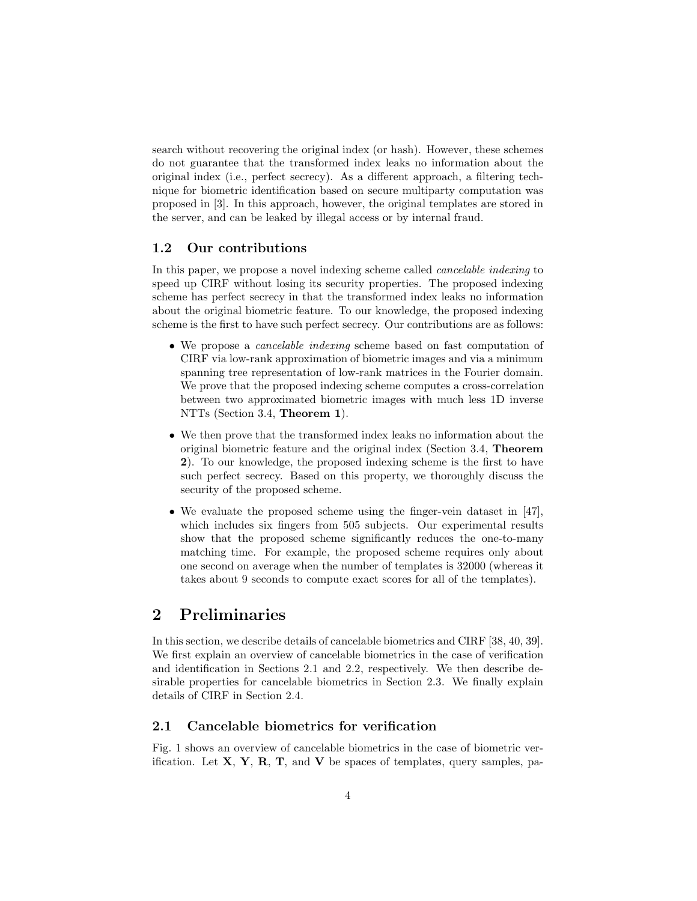search without recovering the original index (or hash). However, these schemes do not guarantee that the transformed index leaks no information about the original index (i.e., perfect secrecy). As a different approach, a filtering technique for biometric identification based on secure multiparty computation was proposed in [3]. In this approach, however, the original templates are stored in the server, and can be leaked by illegal access or by internal fraud.

### 1.2 Our contributions

In this paper, we propose a novel indexing scheme called *cancelable indexing* to speed up CIRF without losing its security properties. The proposed indexing scheme has perfect secrecy in that the transformed index leaks no information about the original biometric feature. To our knowledge, the proposed indexing scheme is the first to have such perfect secrecy. Our contributions are as follows:

- We propose a *cancelable indexing* scheme based on fast computation of CIRF via low-rank approximation of biometric images and via a minimum spanning tree representation of low-rank matrices in the Fourier domain. We prove that the proposed indexing scheme computes a cross-correlation between two approximated biometric images with much less 1D inverse NTTs (Section 3.4, **Theorem 1**).
- We then prove that the transformed index leaks no information about the original biometric feature and the original index (Section 3.4, **Theorem 2**). To our knowledge, the proposed indexing scheme is the first to have such perfect secrecy. Based on this property, we thoroughly discuss the security of the proposed scheme.
- We evaluate the proposed scheme using the finger-vein dataset in [47], which includes six fingers from 505 subjects. Our experimental results show that the proposed scheme significantly reduces the one-to-many matching time. For example, the proposed scheme requires only about one second on average when the number of templates is 32000 (whereas it takes about 9 seconds to compute exact scores for all of the templates).

## 2 Preliminaries

In this section, we describe details of cancelable biometrics and CIRF [38, 40, 39]. We first explain an overview of cancelable biometrics in the case of verification and identification in Sections 2.1 and 2.2, respectively. We then describe desirable properties for cancelable biometrics in Section 2.3. We finally explain details of CIRF in Section 2.4.

### 2.1 Cancelable biometrics for verification

Fig. 1 shows an overview of cancelable biometrics in the case of biometric verification. Let $\mathbf{X}$, $\mathbf{Y}$, $\mathbf{R}$, $\mathbf{T}$, and $\mathbf{V}$ be spaces of templates, query samples, pa-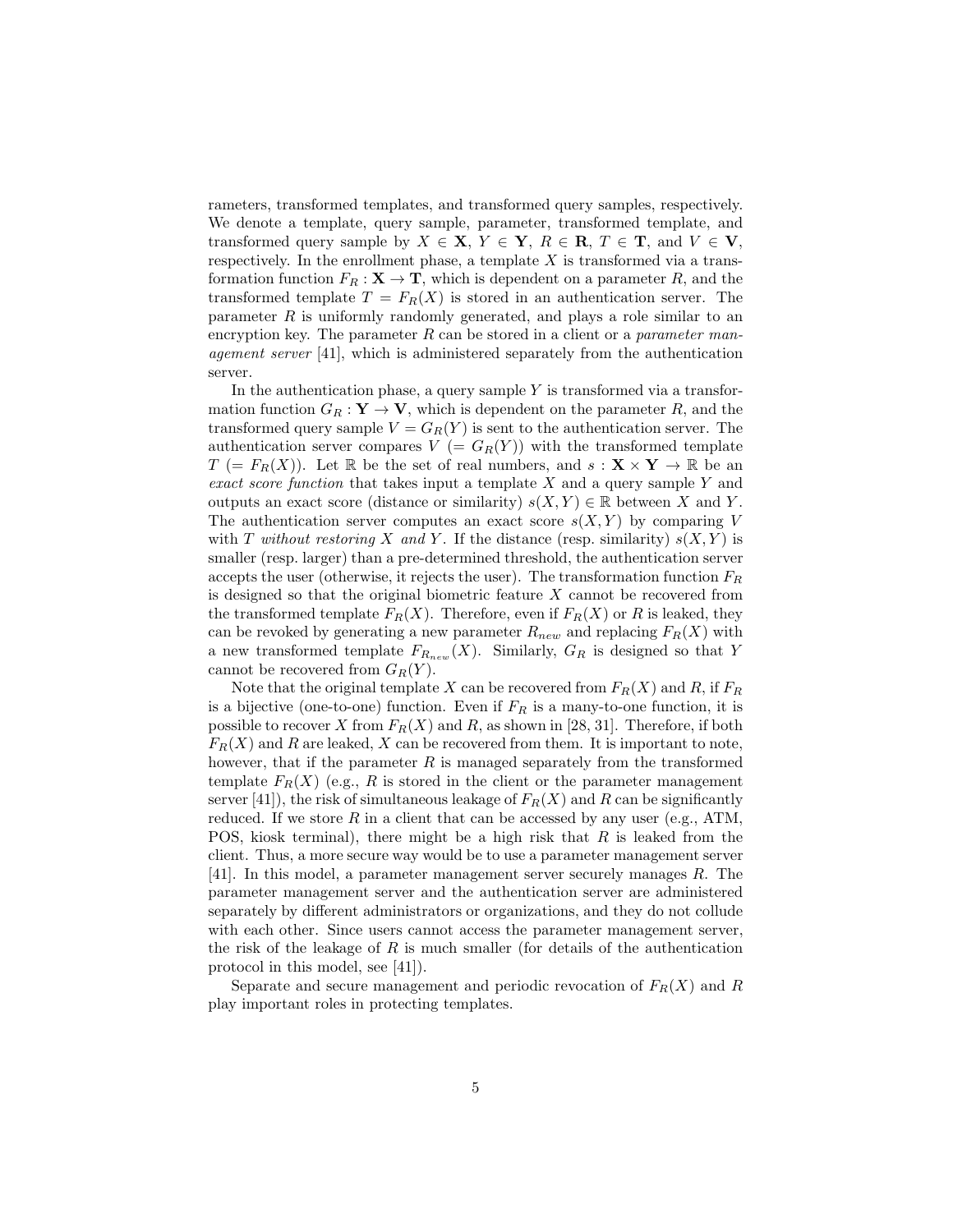rameters, transformed templates, and transformed query samples, respectively. We denote a template, query sample, parameter, transformed template, and transformed query sample by $X \in \mathbf{X}$, $Y \in \mathbf{Y}$, $R \in \mathbf{R}$, $T \in \mathbf{T}$, and $V \in \mathbf{V}$, respectively. In the enrollment phase, a template $X$ is transformed via a transformation function $F_R : \mathbf{X} \to \mathbf{T}$, which is dependent on a parameter $R$, and the transformed template $T = F_R(X)$ is stored in an authentication server. The parameter $R$ is uniformly randomly generated, and plays a role similar to an encryption key. The parameter $R$ can be stored in a client or a *parameter management server* [41], which is administered separately from the authentication server.

In the authentication phase, a query sample $Y$ is transformed via a transformation function $G_R : \mathbf{Y} \to \mathbf{V}$, which is dependent on the parameter $R$, and the transformed query sample $V = G_R(Y)$ is sent to the authentication server. The authentication server compares $V$ $(= G_R(Y))$ with the transformed template $T$ $(= F_R(X))$. Let $\mathbb{R}$ be the set of real numbers, and $s : \mathbf{X} \times \mathbf{Y} \to \mathbb{R}$ be an *exact score function* that takes input a template $X$ and a query sample $Y$ and outputs an exact score (distance or similarity) $s(X, Y) \in \mathbb{R}$ between $X$ and $Y$. The authentication server computes an exact score $s(X, Y)$ by comparing $V$ with $T$ *without restoring* $X$ *and* $Y$. If the distance (resp. similarity) $s(X, Y)$ is smaller (resp. larger) than a pre-determined threshold, the authentication server accepts the user (otherwise, it rejects the user). The transformation function $F_R$ is designed so that the original biometric feature $X$ cannot be recovered from the transformed template $F_R(X)$. Therefore, even if $F_R(X)$ or $R$ is leaked, they can be revoked by generating a new parameter $R_{new}$ and replacing $F_R(X)$ with a new transformed template $F_{R_{new}}(X)$. Similarly, $G_R$ is designed so that $Y$ cannot be recovered from $G_R(Y)$.

Note that the original template $X$ can be recovered from $F_R(X)$ and $R$, if $F_R$ is a bijective (one-to-one) function. Even if $F_R$ is a many-to-one function, it is possible to recover $X$ from $F_R(X)$ and $R$, as shown in [28, 31]. Therefore, if both $F_R(X)$ and $R$ are leaked, $X$ can be recovered from them. It is important to note, however, that if the parameter $R$ is managed separately from the transformed template $F_R(X)$ (e.g., $R$ is stored in the client or the parameter management server [41]), the risk of simultaneous leakage of $F_R(X)$ and $R$ can be significantly reduced. If we store $R$ in a client that can be accessed by any user (e.g., ATM, POS, kiosk terminal), there might be a high risk that $R$ is leaked from the client. Thus, a more secure way would be to use a parameter management server [41]. In this model, a parameter management server securely manages $R$. The parameter management server and the authentication server are administered separately by different administrators or organizations, and they do not collude with each other. Since users cannot access the parameter management server, the risk of the leakage of $R$ is much smaller (for details of the authentication protocol in this model, see [41]).

Separate and secure management and periodic revocation of $F_R(X)$ and $R$ play important roles in protecting templates.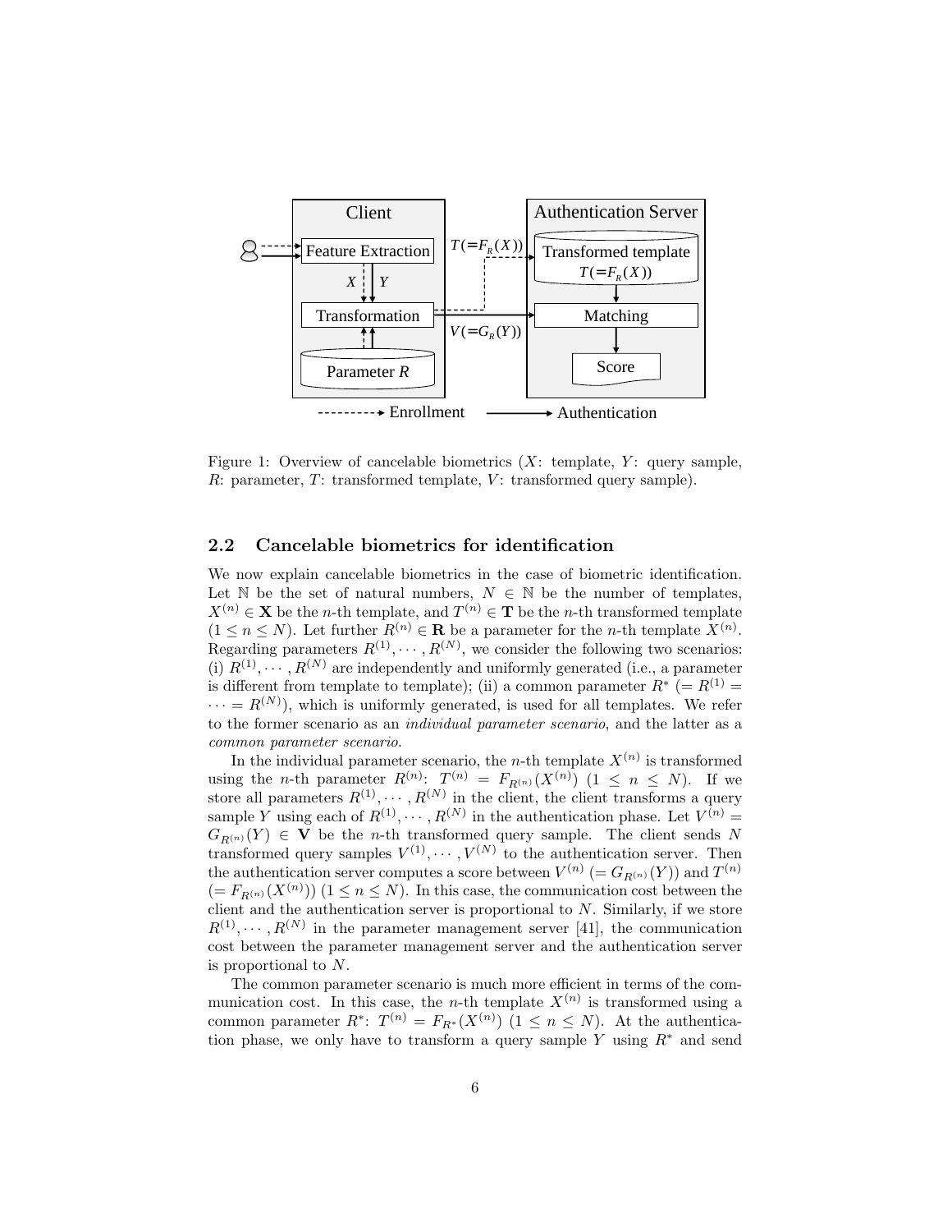Figure 1: Overview of cancelable biometrics ($X$: template, $Y$: query sample, $R$: parameter, $T$: transformed template, $V$: transformed query sample).

## 2.2 Cancelable biometrics for identification

We now explain cancelable biometrics in the case of biometric identification. Let $\mathbb{N}$ be the set of natural numbers, $N \in \mathbb{N}$ be the number of templates, $X^{(n)} \in \mathbf{X}$ be the $n$-th template, and $T^{(n)} \in \mathbf{T}$ be the $n$-th transformed template ($1 \leq n \leq N$). Let further $R^{(n)} \in \mathbf{R}$ be a parameter for the $n$-th template $X^{(n)}$. Regarding parameters $R^{(1)}, \cdots, R^{(N)}$, we consider the following two scenarios: (i) $R^{(1)}, \cdots, R^{(N)}$ are independently and uniformly generated (i.e., a parameter is different from template to template); (ii) a common parameter $R^*$ ($= R^{(1)} = \cdots = R^{(N)}$), which is uniformly generated, is used for all templates. We refer to the former scenario as an *individual parameter scenario*, and the latter as a *common parameter scenario*.

In the individual parameter scenario, the $n$-th template $X^{(n)}$ is transformed using the $n$-th parameter $R^{(n)}$: $T^{(n)} = F_{R^{(n)}}(X^{(n)})$ ($1 \leq n \leq N$). If we store all parameters $R^{(1)}, \cdots, R^{(N)}$ in the client, the client transforms a query sample $Y$ using each of $R^{(1)}, \cdots, R^{(N)}$ in the authentication phase. Let $V^{(n)} = G_{R^{(n)}}(Y) \in \mathbf{V}$ be the $n$-th transformed query sample. The client sends $N$ transformed query samples $V^{(1)}, \cdots, V^{(N)}$ to the authentication server. Then the authentication server computes a score between $V^{(n)}$ ($= G_{R^{(n)}}(Y)$) and $T^{(n)}$ ($= F_{R^{(n)}}(X^{(n)})$) ($1 \leq n \leq N$). In this case, the communication cost between the client and the authentication server is proportional to $N$. Similarly, if we store $R^{(1)}, \cdots, R^{(N)}$ in the parameter management server [41], the communication cost between the parameter management server and the authentication server is proportional to $N$.

The common parameter scenario is much more efficient in terms of the communication cost. In this case, the $n$-th template $X^{(n)}$ is transformed using a common parameter $R^*$: $T^{(n)} = F_{R^*}(X^{(n)})$ ($1 \leq n \leq N$). At the authentication phase, we only have to transform a query sample $Y$ using $R^*$ and send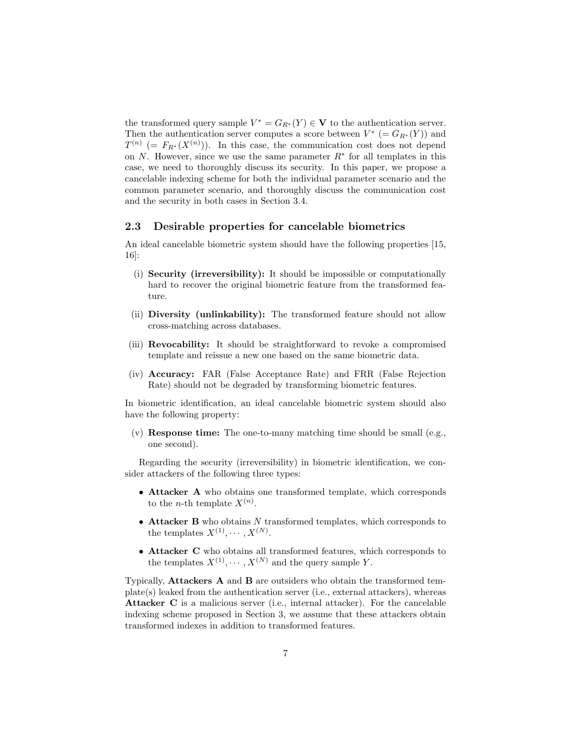the transformed query sample $V^* = G_{R^*}(Y) \in \mathbf{V}$ to the authentication server. Then the authentication server computes a score between $V^*$ $(= G_{R^*}(Y))$ and $T^{(n)}$ $(= F_{R^*}(X^{(n)}))$. In this case, the communication cost does not depend on $N$. However, since we use the same parameter $R^*$ for all templates in this case, we need to thoroughly discuss its security. In this paper, we propose a cancelable indexing scheme for both the individual parameter scenario and the common parameter scenario, and thoroughly discuss the communication cost and the security in both cases in Section 3.4.

## 2.3 Desirable properties for cancelable biometrics

An ideal cancelable biometric system should have the following properties [15, 16]:

(i) **Security (irreversibility):** It should be impossible or computationally hard to recover the original biometric feature from the transformed feature.

(ii) **Diversity (unlinkability):** The transformed feature should not allow cross-matching across databases.

(iii) **Revocability:** It should be straightforward to revoke a compromised template and reissue a new one based on the same biometric data.

(iv) **Accuracy:** FAR (False Acceptance Rate) and FRR (False Rejection Rate) should not be degraded by transforming biometric features.

In biometric identification, an ideal cancelable biometric system should also have the following property:

(v) **Response time:** The one-to-many matching time should be small (e.g., one second).

Regarding the security (irreversibility) in biometric identification, we consider attackers of the following three types:

- **Attacker A** who obtains one transformed template, which corresponds to the $n$-th template $X^{(n)}$.
- **Attacker B** who obtains $N$ transformed templates, which corresponds to the templates $X^{(1)}, \cdots, X^{(N)}$.
- **Attacker C** who obtains all transformed features, which corresponds to the templates $X^{(1)}, \cdots, X^{(N)}$ and the query sample $Y$.

Typically, **Attackers A** and **B** are outsiders who obtain the transformed template(s) leaked from the authentication server (i.e., external attackers), whereas **Attacker C** is a malicious server (i.e., internal attacker). For the cancelable indexing scheme proposed in Section 3, we assume that these attackers obtain transformed indexes in addition to transformed features.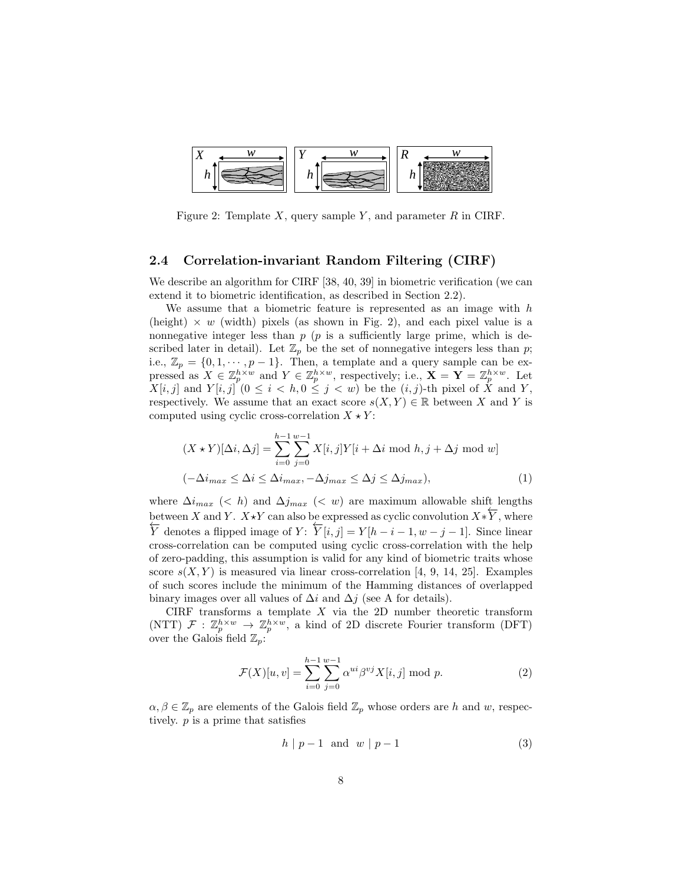Figure 2: Template $X$, query sample $Y$, and parameter $R$ in CIRF.

### 2.4 Correlation-invariant Random Filtering (CIRF)

We describe an algorithm for CIRF [38, 40, 39] in biometric verification (we can extend it to biometric identification, as described in Section 2.2).

We assume that a biometric feature is represented as an image with $h$ (height) $\times$ $w$ (width) pixels (as shown in Fig. 2), and each pixel value is a nonnegative integer less than $p$ ($p$ is a sufficiently large prime, which is described later in detail). Let $\mathbb{Z}_p$ be the set of nonnegative integers less than $p$; i.e., $\mathbb{Z}_p = \{0, 1, \cdots, p-1\}$. Then, a template and a query sample can be expressed as $X \in \mathbb{Z}_p^{h \times w}$ and $Y \in \mathbb{Z}_p^{h \times w}$, respectively; i.e., $\mathbf{X} = \mathbf{Y} = \mathbb{Z}_p^{h \times w}$. Let $X[i,j]$ and $Y[i,j]$ ($0 \le i < h, 0 \le j < w$) be the $(i,j)$-th pixel of $X$ and $Y$, respectively. We assume that an exact score $s(X,Y) \in \mathbb{R}$ between $X$ and $Y$ is computed using cyclic cross-correlation $X \star Y$:

$$(X \star Y)[\Delta i, \Delta j] = \sum_{i=0}^{h-1} \sum_{j=0}^{w-1} X[i,j] Y[i + \Delta i \bmod h, j + \Delta j \bmod w]$$
$$(-\Delta i_{max} \le \Delta i \le \Delta i_{max}, -\Delta j_{max} \le \Delta j \le \Delta j_{max}), \tag{1}$$

where $\Delta i_{max}$ ($< h$) and $\Delta j_{max}$ ($< w$) are maximum allowable shift lengths between $X$ and $Y$. $X \star Y$ can also be expressed as cyclic convolution $X * \overleftarrow{Y}$, where $\overleftarrow{Y}$ denotes a flipped image of $Y$: $\overleftarrow{Y}[i,j] = Y[h-i-1, w-j-1]$. Since linear cross-correlation can be computed using cyclic cross-correlation with the help of zero-padding, this assumption is valid for any kind of biometric traits whose score $s(X,Y)$ is measured via linear cross-correlation [4, 9, 14, 25]. Examples of such scores include the minimum of the Hamming distances of overlapped binary images over all values of $\Delta i$ and $\Delta j$ (see A for details).

CIRF transforms a template $X$ via the 2D number theoretic transform (NTT) $\mathcal{F} : \mathbb{Z}_p^{h \times w} \to \mathbb{Z}_p^{h \times w}$, a kind of 2D discrete Fourier transform (DFT) over the Galois field $\mathbb{Z}_p$:

$$\mathcal{F}(X)[u,v] = \sum_{i=0}^{h-1} \sum_{j=0}^{w-1} \alpha^{ui} \beta^{vj} X[i,j] \bmod p. \tag{2}$$

$\alpha, \beta \in \mathbb{Z}_p$ are elements of the Galois field $\mathbb{Z}_p$ whose orders are $h$ and $w$, respectively. $p$ is a prime that satisfies

$$h \mid p-1 \quad \text{and} \quad w \mid p-1 \tag{3}$$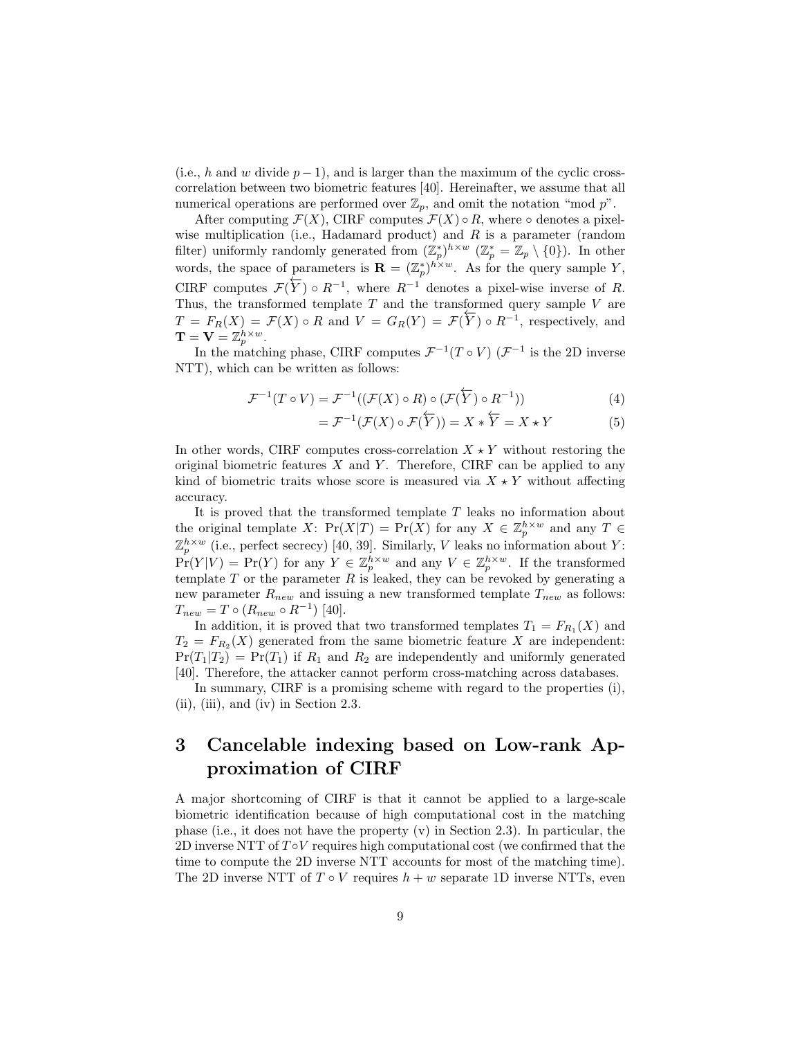(i.e., $h$ and $w$ divide $p-1$), and is larger than the maximum of the cyclic cross-correlation between two biometric features [40]. Hereinafter, we assume that all numerical operations are performed over $\mathbb{Z}_p$, and omit the notation "mod $p$".

After computing $\mathcal{F}(X)$, CIRF computes $\mathcal{F}(X) \circ R$, where $\circ$ denotes a pixel-wise multiplication (i.e., Hadamard product) and $R$ is a parameter (random filter) uniformly randomly generated from $(\mathbb{Z}_p^*)^{h \times w}$ ($\mathbb{Z}_p^* = \mathbb{Z}_p \setminus \{0\}$). In other words, the space of parameters is $\mathbf{R} = (\mathbb{Z}_p^*)^{h \times w}$. As for the query sample $Y$, CIRF computes $\mathcal{F}(\overleftarrow{Y}) \circ R^{-1}$, where $R^{-1}$ denotes a pixel-wise inverse of $R$. Thus, the transformed template $T$ and the transformed query sample $V$ are $T = F_R(X) = \mathcal{F}(X) \circ R$ and $V = G_R(Y) = \mathcal{F}(\overleftarrow{Y}) \circ R^{-1}$, respectively, and $\mathbf{T} = \mathbf{V} = \mathbb{Z}_p^{h \times w}$.

In the matching phase, CIRF computes $\mathcal{F}^{-1}(T \circ V)$ ($\mathcal{F}^{-1}$ is the 2D inverse NTT), which can be written as follows:

$$\mathcal{F}^{-1}(T \circ V) = \mathcal{F}^{-1}((\mathcal{F}(X) \circ R) \circ (\mathcal{F}(\overleftarrow{Y}) \circ R^{-1})) \tag{4}$$

$$= \mathcal{F}^{-1}(\mathcal{F}(X) \circ \mathcal{F}(\overleftarrow{Y})) = X * \overleftarrow{Y} = X \star Y \tag{5}$$

In other words, CIRF computes cross-correlation $X \star Y$ without restoring the original biometric features $X$ and $Y$. Therefore, CIRF can be applied to any kind of biometric traits whose score is measured via $X \star Y$ without affecting accuracy.

It is proved that the transformed template $T$ leaks no information about the original template $X$: $\Pr(X|T) = \Pr(X)$ for any $X \in \mathbb{Z}_p^{h \times w}$ and any $T \in \mathbb{Z}_p^{h \times w}$ (i.e., perfect secrecy) [40, 39]. Similarly, $V$ leaks no information about $Y$: $\Pr(Y|V) = \Pr(Y)$ for any $Y \in \mathbb{Z}_p^{h \times w}$ and any $V \in \mathbb{Z}_p^{h \times w}$. If the transformed template $T$ or the parameter $R$ is leaked, they can be revoked by generating a new parameter $R_{new}$ and issuing a new transformed template $T_{new}$ as follows: $T_{new} = T \circ (R_{new} \circ R^{-1})$ [40].

In addition, it is proved that two transformed templates $T_1 = F_{R_1}(X)$ and $T_2 = F_{R_2}(X)$ generated from the same biometric feature $X$ are independent: $\Pr(T_1|T_2) = \Pr(T_1)$ if $R_1$ and $R_2$ are independently and uniformly generated [40]. Therefore, the attacker cannot perform cross-matching across databases.

In summary, CIRF is a promising scheme with regard to the properties (i), (ii), (iii), and (iv) in Section 2.3.

# 3 Cancelable indexing based on Low-rank Approximation of CIRF

A major shortcoming of CIRF is that it cannot be applied to a large-scale biometric identification because of high computational cost in the matching phase (i.e., it does not have the property (v) in Section 2.3). In particular, the 2D inverse NTT of $T \circ V$ requires high computational cost (we confirmed that the time to compute the 2D inverse NTT accounts for most of the matching time). The 2D inverse NTT of $T \circ V$ requires $h + w$ separate 1D inverse NTTs, even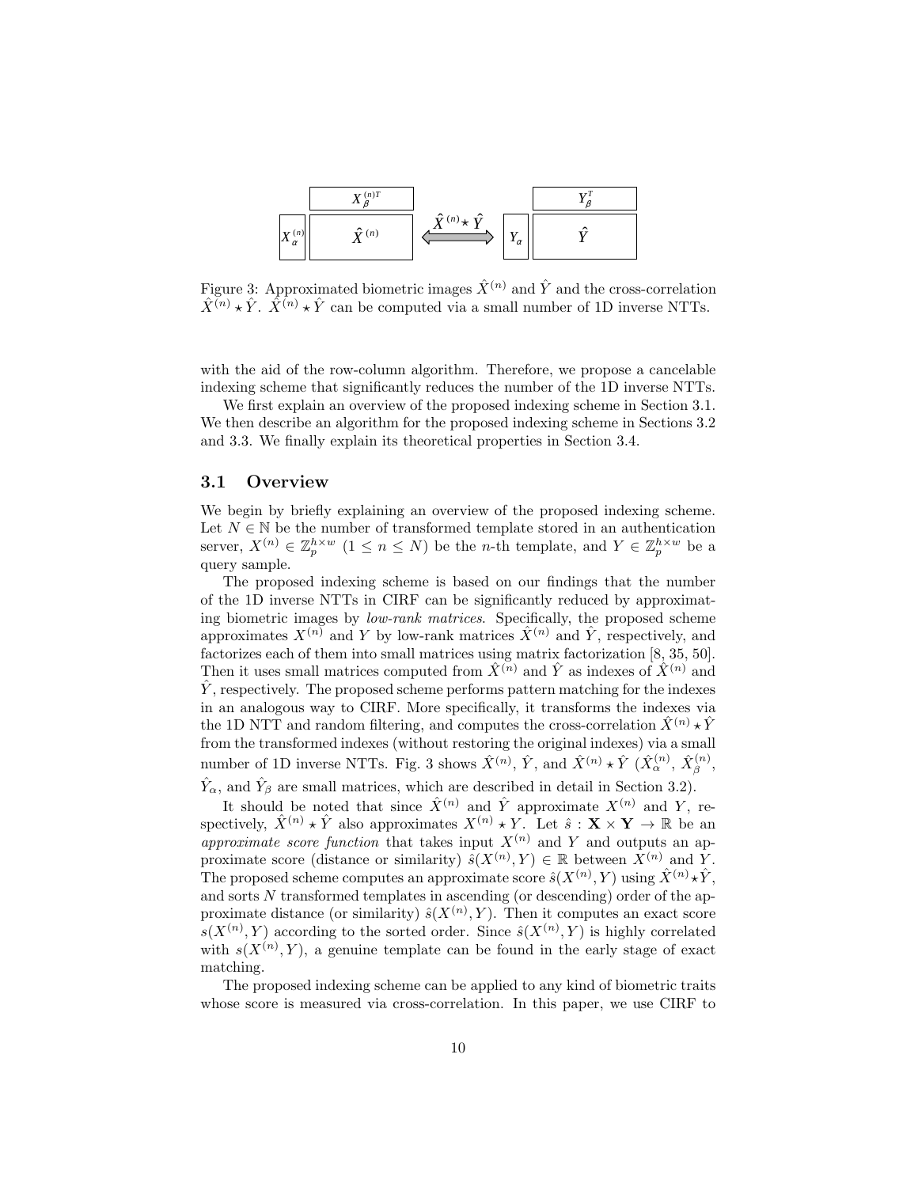Figure 3: Approximated biometric images $\hat{X}^{(n)}$ and $\hat{Y}$ and the cross-correlation $\hat{X}^{(n)} \star \hat{Y}$. $\hat{X}^{(n)} \star \hat{Y}$ can be computed via a small number of 1D inverse NTTs.

with the aid of the row-column algorithm. Therefore, we propose a cancelable indexing scheme that significantly reduces the number of the 1D inverse NTTs.

We first explain an overview of the proposed indexing scheme in Section 3.1. We then describe an algorithm for the proposed indexing scheme in Sections 3.2 and 3.3. We finally explain its theoretical properties in Section 3.4.

### 3.1 Overview

We begin by briefly explaining an overview of the proposed indexing scheme. Let $N \in \mathbb{N}$ be the number of transformed template stored in an authentication server, $X^{(n)} \in \mathbb{Z}_p^{h \times w}$ $(1 \leq n \leq N)$ be the $n$-th template, and $Y \in \mathbb{Z}_p^{h \times w}$ be a query sample.

The proposed indexing scheme is based on our findings that the number of the 1D inverse NTTs in CIRF can be significantly reduced by approximating biometric images by *low-rank matrices*. Specifically, the proposed scheme approximates $X^{(n)}$ and $Y$ by low-rank matrices $\hat{X}^{(n)}$ and $\hat{Y}$, respectively, and factorizes each of them into small matrices using matrix factorization [8, 35, 50]. Then it uses small matrices computed from $\hat{X}^{(n)}$ and $\hat{Y}$ as indexes of $\hat{X}^{(n)}$ and $\hat{Y}$, respectively. The proposed scheme performs pattern matching for the indexes in an analogous way to CIRF. More specifically, it transforms the indexes via the 1D NTT and random filtering, and computes the cross-correlation $\hat{X}^{(n)} \star \hat{Y}$ from the transformed indexes (without restoring the original indexes) via a small number of 1D inverse NTTs. Fig. 3 shows $\hat{X}^{(n)}$, $\hat{Y}$, and $\hat{X}^{(n)} \star \hat{Y}$ ($\hat{X}_\alpha^{(n)}$, $\hat{X}_\beta^{(n)}$, $\hat{Y}_\alpha$, and $\hat{Y}_\beta$ are small matrices, which are described in detail in Section 3.2).

It should be noted that since $\hat{X}^{(n)}$ and $\hat{Y}$ approximate $X^{(n)}$ and $Y$, respectively, $\hat{X}^{(n)} \star \hat{Y}$ also approximates $X^{(n)} \star Y$. Let $\hat{s} : \mathbf{X} \times \mathbf{Y} \rightarrow \mathbb{R}$ be an *approximate score function* that takes input $X^{(n)}$ and $Y$ and outputs an approximate score (distance or similarity) $\hat{s}(X^{(n)}, Y) \in \mathbb{R}$ between $X^{(n)}$ and $Y$. The proposed scheme computes an approximate score $\hat{s}(X^{(n)}, Y)$ using $\hat{X}^{(n)} \star \hat{Y}$, and sorts $N$ transformed templates in ascending (or descending) order of the approximate distance (or similarity) $\hat{s}(X^{(n)}, Y)$. Then it computes an exact score $s(X^{(n)}, Y)$ according to the sorted order. Since $\hat{s}(X^{(n)}, Y)$ is highly correlated with $s(X^{(n)}, Y)$, a genuine template can be found in the early stage of exact matching.

The proposed indexing scheme can be applied to any kind of biometric traits whose score is measured via cross-correlation. In this paper, we use CIRF to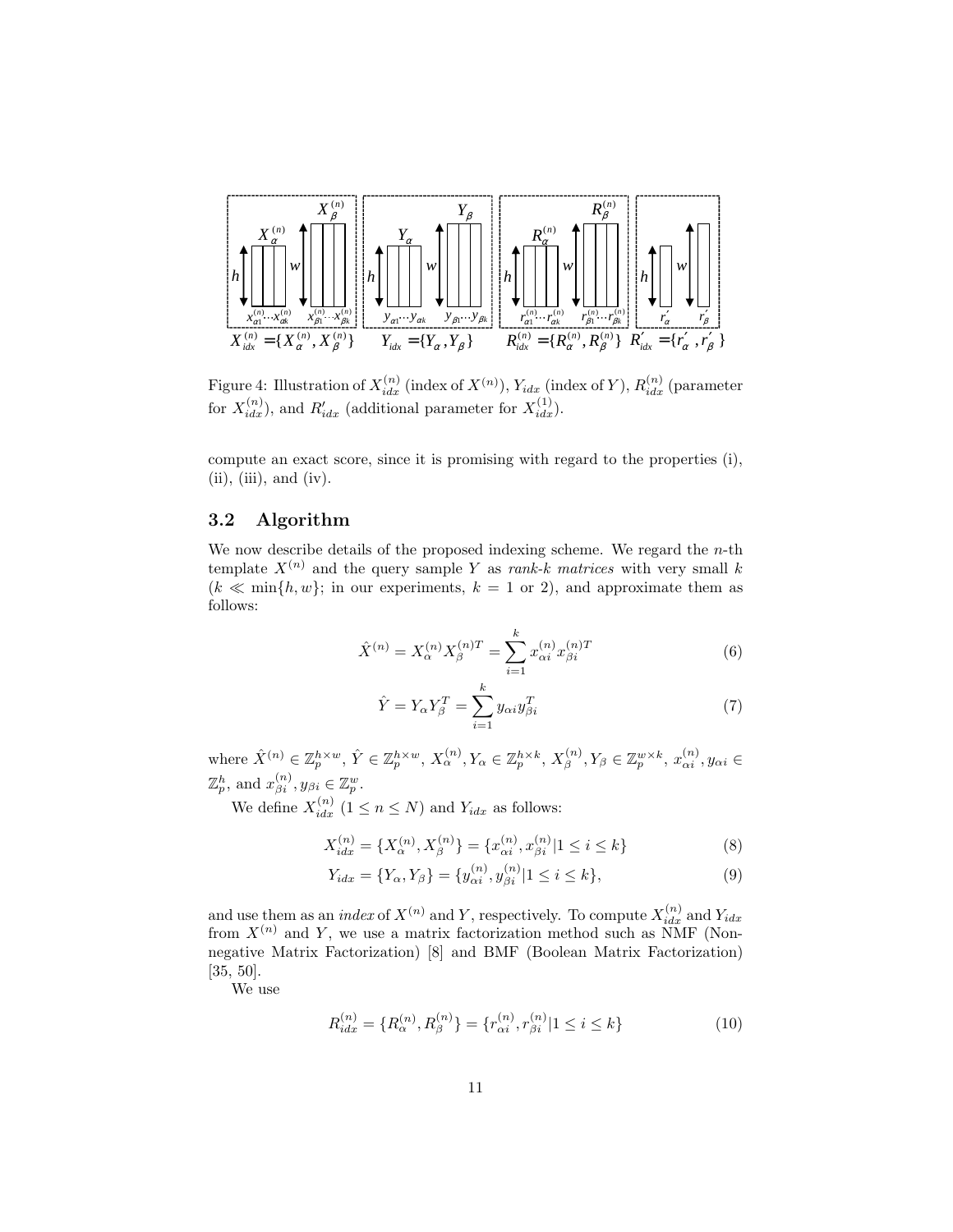Figure 4: Illustration of $X_{idx}^{(n)}$ (index of $X^{(n)}$), $Y_{idx}$ (index of $Y$), $R_{idx}^{(n)}$ (parameter for $X_{idx}^{(n)}$), and $R'_{idx}$ (additional parameter for $X_{idx}^{(1)}$).

compute an exact score, since it is promising with regard to the properties (i), (ii), (iii), and (iv).

### 3.2 Algorithm

We now describe details of the proposed indexing scheme. We regard the $n$-th template $X^{(n)}$ and the query sample $Y$ as *rank-k matrices* with very small $k$ ($k \ll \min\{h, w\}$; in our experiments, $k = 1$ or 2), and approximate them as follows:

$$\hat{X}^{(n)} = X_\alpha^{(n)} X_\beta^{(n)T} = \sum_{i=1}^{k} x_{\alpha i}^{(n)} x_{\beta i}^{(n)T} \tag{6}$$

$$\hat{Y} = Y_\alpha Y_\beta^T = \sum_{i=1}^{k} y_{\alpha i} y_{\beta i}^T \tag{7}$$

where $\hat{X}^{(n)} \in \mathbb{Z}_p^{h \times w}$, $\hat{Y} \in \mathbb{Z}_p^{h \times w}$, $X_\alpha^{(n)}, Y_\alpha \in \mathbb{Z}_p^{h \times k}$, $X_\beta^{(n)}, Y_\beta \in \mathbb{Z}_p^{w \times k}$, $x_{\alpha i}^{(n)}, y_{\alpha i} \in \mathbb{Z}_p^h$, and $x_{\beta i}^{(n)}, y_{\beta i} \in \mathbb{Z}_p^w$.

We define $X_{idx}^{(n)}$ ($1 \leq n \leq N$) and $Y_{idx}$ as follows:

$$X_{idx}^{(n)} = \{X_\alpha^{(n)}, X_\beta^{(n)}\} = \{x_{\alpha i}^{(n)}, x_{\beta i}^{(n)} | 1 \leq i \leq k\} \tag{8}$$

$$Y_{idx} = \{Y_\alpha, Y_\beta\} = \{y_{\alpha i}^{(n)}, y_{\beta i}^{(n)} | 1 \leq i \leq k\}, \tag{9}$$

and use them as an *index* of $X^{(n)}$ and $Y$, respectively. To compute $X_{idx}^{(n)}$ and $Y_{idx}$ from $X^{(n)}$ and $Y$, we use a matrix factorization method such as NMF (Non-negative Matrix Factorization) [8] and BMF (Boolean Matrix Factorization) [35, 50].

We use

$$R_{idx}^{(n)} = \{R_\alpha^{(n)}, R_\beta^{(n)}\} = \{r_{\alpha i}^{(n)}, r_{\beta i}^{(n)} | 1 \leq i \leq k\} \tag{10}$$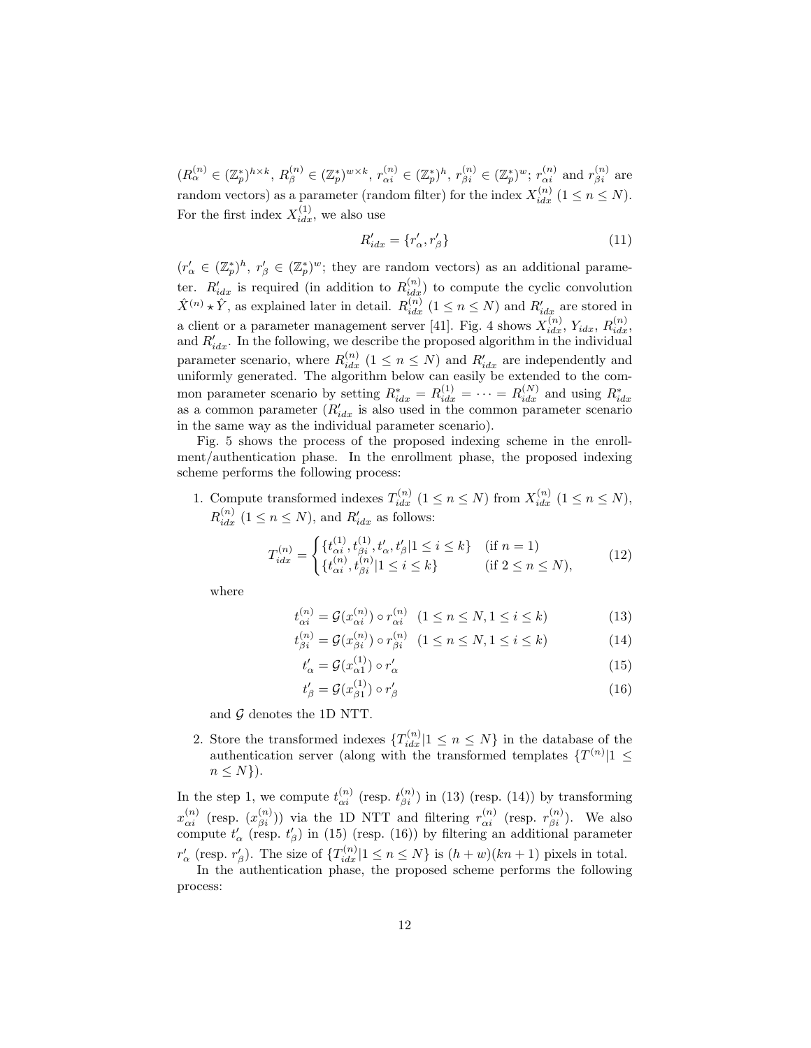($R_\alpha^{(n)} \in (\mathbb{Z}_p^*)^{h \times k}$, $R_\beta^{(n)} \in (\mathbb{Z}_p^*)^{w \times k}$, $r_{\alpha i}^{(n)} \in (\mathbb{Z}_p^*)^h$, $r_{\beta i}^{(n)} \in (\mathbb{Z}_p^*)^w$; $r_{\alpha i}^{(n)}$ and $r_{\beta i}^{(n)}$ are random vectors) as a parameter (random filter) for the index $X_{idx}^{(n)}$ ($1 \leq n \leq N$). For the first index $X_{idx}^{(1)}$, we also use

$$R'_{idx} = \{r'_\alpha, r'_\beta\} \tag{11}$$

($r'_\alpha \in (\mathbb{Z}_p^*)^h$, $r'_\beta \in (\mathbb{Z}_p^*)^w$; they are random vectors) as an additional parameter. $R'_{idx}$ is required (in addition to $R_{idx}^{(n)}$) to compute the cyclic convolution $\hat{X}^{(n)} \star \hat{Y}$, as explained later in detail. $R_{idx}^{(n)}$ ($1 \leq n \leq N$) and $R'_{idx}$ are stored in a client or a parameter management server [41]. Fig. 4 shows $X_{idx}^{(n)}$, $Y_{idx}$, $R_{idx}^{(n)}$, and $R'_{idx}$. In the following, we describe the proposed algorithm in the individual parameter scenario, where $R_{idx}^{(n)}$ ($1 \leq n \leq N$) and $R'_{idx}$ are independently and uniformly generated. The algorithm below can easily be extended to the common parameter scenario by setting $R_{idx}^* = R_{idx}^{(1)} = \cdots = R_{idx}^{(N)}$ and using $R_{idx}^*$ as a common parameter ($R'_{idx}$ is also used in the common parameter scenario in the same way as the individual parameter scenario).

Fig. 5 shows the process of the proposed indexing scheme in the enrollment/authentication phase. In the enrollment phase, the proposed indexing scheme performs the following process:

1. Compute transformed indexes $T_{idx}^{(n)}$ ($1 \leq n \leq N$) from $X_{idx}^{(n)}$ ($1 \leq n \leq N$), $R_{idx}^{(n)}$ ($1 \leq n \leq N$), and $R'_{idx}$ as follows:

$$T_{idx}^{(n)} = \begin{cases} \{t_{\alpha i}^{(1)}, t_{\beta i}^{(1)}, t'_\alpha, t'_\beta | 1 \leq i \leq k\} & (\text{if } n = 1) \\ \{t_{\alpha i}^{(n)}, t_{\beta i}^{(n)} | 1 \leq i \leq k\} & (\text{if } 2 \leq n \leq N), \end{cases} \tag{12}$$

   where

$$t_{\alpha i}^{(n)} = \mathcal{G}(x_{\alpha i}^{(n)}) \circ r_{\alpha i}^{(n)} \quad (1 \leq n \leq N, 1 \leq i \leq k) \tag{13}$$

$$t_{\beta i}^{(n)} = \mathcal{G}(x_{\beta i}^{(n)}) \circ r_{\beta i}^{(n)} \quad (1 \leq n \leq N, 1 \leq i \leq k) \tag{14}$$

$$t'_\alpha = \mathcal{G}(x_{\alpha 1}^{(1)}) \circ r'_\alpha \tag{15}$$

$$t'_\beta = \mathcal{G}(x_{\beta 1}^{(1)}) \circ r'_\beta \tag{16}$$

   and $\mathcal{G}$ denotes the 1D NTT.

2. Store the transformed indexes $\{T_{idx}^{(n)} | 1 \leq n \leq N\}$ in the database of the authentication server (along with the transformed templates $\{T^{(n)} | 1 \leq n \leq N\}$).

In the step 1, we compute $t_{\alpha i}^{(n)}$ (resp. $t_{\beta i}^{(n)}$) in (13) (resp. (14)) by transforming $x_{\alpha i}^{(n)}$ (resp. ($x_{\beta i}^{(n)}$)) via the 1D NTT and filtering $r_{\alpha i}^{(n)}$ (resp. $r_{\beta i}^{(n)}$). We also compute $t'_\alpha$ (resp. $t'_\beta$) in (15) (resp. (16)) by filtering an additional parameter $r'_\alpha$ (resp. $r'_\beta$). The size of $\{T_{idx}^{(n)} | 1 \leq n \leq N\}$ is $(h + w)(kn + 1)$ pixels in total.

In the authentication phase, the proposed scheme performs the following process: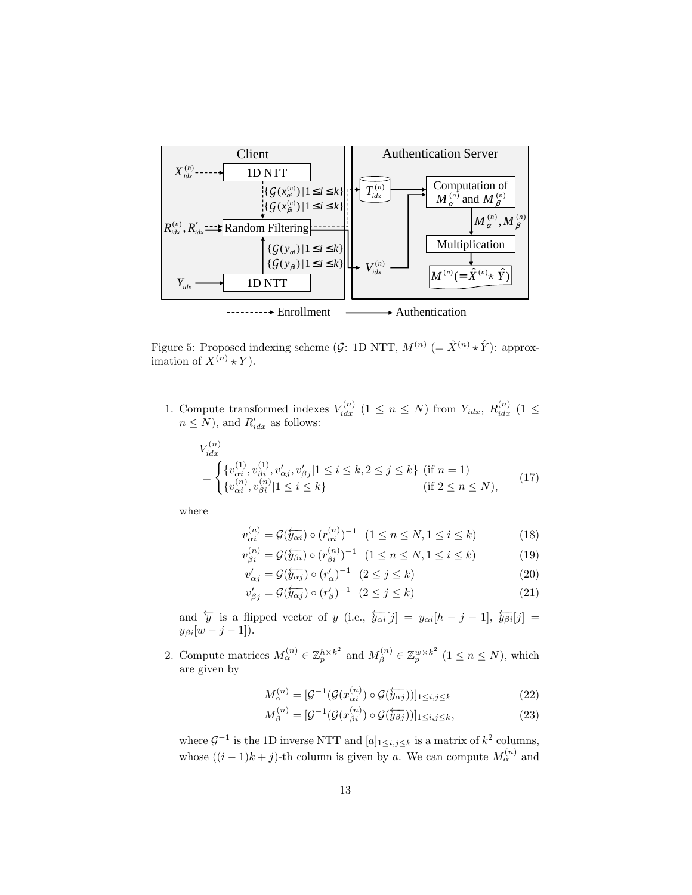Figure 5: Proposed indexing scheme ($\mathcal{G}$: 1D NTT, $M^{(n)}$ ($= \hat{X}^{(n)} \star \hat{Y}$): approximation of $X^{(n)} \star Y$).

1. Compute transformed indexes $V_{idx}^{(n)}$ ($1 \leq n \leq N$) from $Y_{idx}$, $R_{idx}^{(n)}$ ($1 \leq n \leq N$), and $R'_{idx}$ as follows:

$$
\begin{aligned}
&V_{idx}^{(n)} \\
&= \begin{cases} \{v_{\alpha i}^{(1)}, v_{\beta i}^{(1)}, v'_{\alpha j}, v'_{\beta j} | 1 \leq i \leq k, 2 \leq j \leq k\} & \text{(if } n = 1\text{)} \\ \{v_{\alpha i}^{(n)}, v_{\beta i}^{(n)} | 1 \leq i \leq k\} & \text{(if } 2 \leq n \leq N\text{)}, \end{cases}
\end{aligned} \tag{17}
$$

where

$$v_{\alpha i}^{(n)} = \mathcal{G}(\overleftarrow{y_{\alpha i}}) \circ (r_{\alpha i}^{(n)})^{-1} \quad (1 \leq n \leq N, 1 \leq i \leq k) \tag{18}$$

$$v_{\beta i}^{(n)} = \mathcal{G}(\overleftarrow{y_{\beta i}}) \circ (r_{\beta i}^{(n)})^{-1} \quad (1 \leq n \leq N, 1 \leq i \leq k) \tag{19}$$

$$v'_{\alpha j} = \mathcal{G}(\overleftarrow{y_{\alpha j}}) \circ (r'_{\alpha})^{-1} \quad (2 \leq j \leq k) \tag{20}$$

$$v'_{\beta j} = \mathcal{G}(\overleftarrow{y_{\alpha j}}) \circ (r'_{\beta})^{-1} \quad (2 \leq j \leq k) \tag{21}$$

and $\overleftarrow{y}$ is a flipped vector of $y$ (i.e., $\overleftarrow{y_{\alpha i}}[j] = y_{\alpha i}[h-j-1]$, $\overleftarrow{y_{\beta i}}[j] = y_{\beta i}[w-j-1]$).

2. Compute matrices $M_{\alpha}^{(n)} \in \mathbb{Z}_p^{h \times k^2}$ and $M_{\beta}^{(n)} \in \mathbb{Z}_p^{w \times k^2}$ ($1 \leq n \leq N$), which are given by

$$M_{\alpha}^{(n)} = [\mathcal{G}^{-1}(\mathcal{G}(x_{\alpha i}^{(n)}) \circ \mathcal{G}(\overleftarrow{y_{\alpha j}}))]_{1 \leq i,j \leq k} \tag{22}$$

$$M_{\beta}^{(n)} = [\mathcal{G}^{-1}(\mathcal{G}(x_{\beta i}^{(n)}) \circ \mathcal{G}(\overleftarrow{y_{\beta j}}))]_{1 \leq i,j \leq k}, \tag{23}$$

where $\mathcal{G}^{-1}$ is the 1D inverse NTT and $[a]_{1 \leq i,j \leq k}$ is a matrix of $k^2$ columns, whose $((i-1)k+j)$-th column is given by $a$. We can compute $M_{\alpha}^{(n)}$ and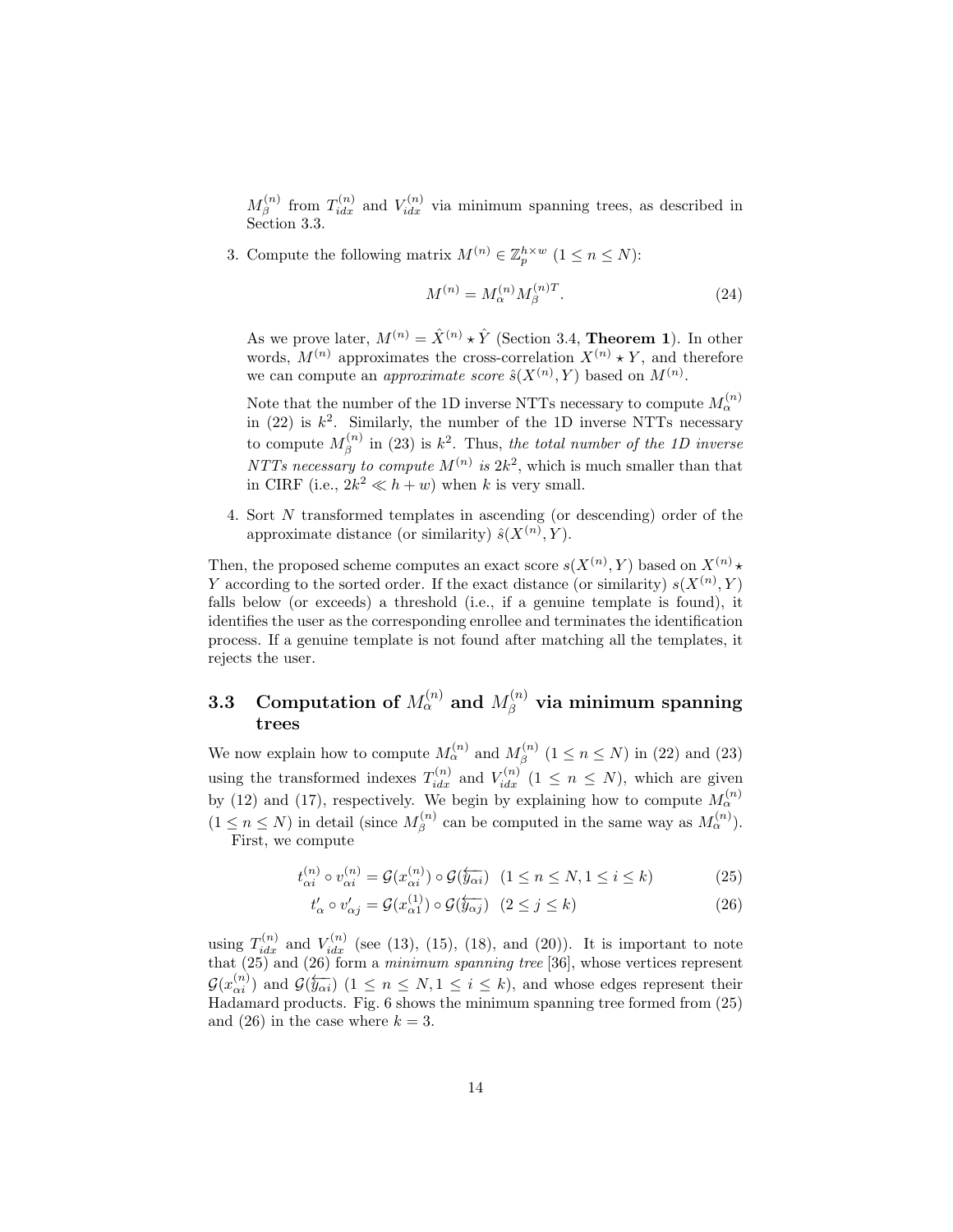$M_\beta^{(n)}$ from $T_{idx}^{(n)}$ and $V_{idx}^{(n)}$ via minimum spanning trees, as described in Section 3.3.

3. Compute the following matrix $M^{(n)} \in \mathbb{Z}_p^{h \times w}$ ($1 \leq n \leq N$):

$$M^{(n)} = M_\alpha^{(n)} M_\beta^{(n)T}. \tag{24}$$

   As we prove later, $M^{(n)} = \hat{X}^{(n)} \star \hat{Y}$ (Section 3.4, **Theorem 1**). In other words, $M^{(n)}$ approximates the cross-correlation $X^{(n)} \star Y$, and therefore we can compute an *approximate score* $\hat{s}(X^{(n)}, Y)$ based on $M^{(n)}$.

   Note that the number of the 1D inverse NTTs necessary to compute $M_\alpha^{(n)}$ in (22) is $k^2$. Similarly, the number of the 1D inverse NTTs necessary to compute $M_\beta^{(n)}$ in (23) is $k^2$. Thus, *the total number of the 1D inverse NTTs necessary to compute $M^{(n)}$ is $2k^2$*, which is much smaller than that in CIRF (i.e., $2k^2 \ll h + w$) when $k$ is very small.

4. Sort $N$ transformed templates in ascending (or descending) order of the approximate distance (or similarity) $\hat{s}(X^{(n)}, Y)$.

Then, the proposed scheme computes an exact score $s(X^{(n)}, Y)$ based on $X^{(n)} \star Y$ according to the sorted order. If the exact distance (or similarity) $s(X^{(n)}, Y)$ falls below (or exceeds) a threshold (i.e., if a genuine template is found), it identifies the user as the corresponding enrollee and terminates the identification process. If a genuine template is not found after matching all the templates, it rejects the user.

### 3.3 Computation of $M_\alpha^{(n)}$ and $M_\beta^{(n)}$ via minimum spanning trees

We now explain how to compute $M_\alpha^{(n)}$ and $M_\beta^{(n)}$ ($1 \leq n \leq N$) in (22) and (23) using the transformed indexes $T_{idx}^{(n)}$ and $V_{idx}^{(n)}$ ($1 \leq n \leq N$), which are given by (12) and (17), respectively. We begin by explaining how to compute $M_\alpha^{(n)}$ ($1 \leq n \leq N$) in detail (since $M_\beta^{(n)}$ can be computed in the same way as $M_\alpha^{(n)}$).

First, we compute

$$t_{\alpha i}^{(n)} \circ v_{\alpha i}^{(n)} = \mathcal{G}(x_{\alpha i}^{(n)}) \circ \mathcal{G}(\overleftarrow{y_{\alpha i}}) \quad (1 \leq n \leq N, 1 \leq i \leq k) \tag{25}$$

$$t'_\alpha \circ v'_{\alpha j} = \mathcal{G}(x_{\alpha 1}^{(1)}) \circ \mathcal{G}(\overleftarrow{y_{\alpha j}}) \quad (2 \leq j \leq k) \tag{26}$$

using $T_{idx}^{(n)}$ and $V_{idx}^{(n)}$ (see (13), (15), (18), and (20)). It is important to note that (25) and (26) form a *minimum spanning tree* [36], whose vertices represent $\mathcal{G}(x_{\alpha i}^{(n)})$ and $\mathcal{G}(\overleftarrow{y_{\alpha i}})$ ($1 \leq n \leq N, 1 \leq i \leq k$), and whose edges represent their Hadamard products. Fig. 6 shows the minimum spanning tree formed from (25) and (26) in the case where $k = 3$.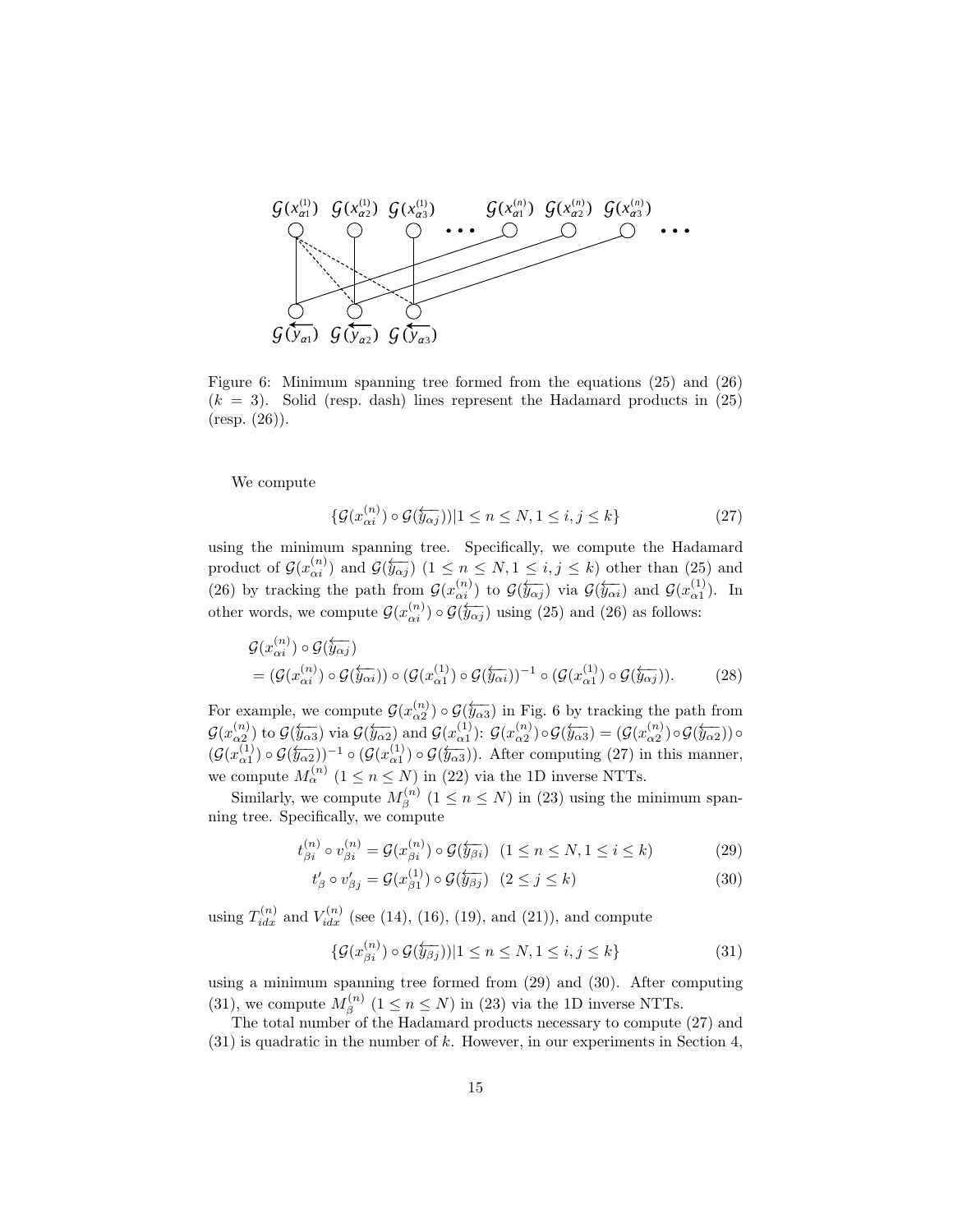Figure 6: Minimum spanning tree formed from the equations (25) and (26) ($k = 3$). Solid (resp. dash) lines represent the Hadamard products in (25) (resp. (26)).

We compute

$$\{\mathcal{G}(x_{\alpha i}^{(n)}) \circ \mathcal{G}(\overleftarrow{y_{\alpha j}}) | 1 \leq n \leq N, 1 \leq i, j \leq k\} \tag{27}$$

using the minimum spanning tree. Specifically, we compute the Hadamard product of $\mathcal{G}(x_{\alpha i}^{(n)})$ and $\mathcal{G}(\overleftarrow{y_{\alpha j}})$ ($1 \leq n \leq N, 1 \leq i, j \leq k$) other than (25) and (26) by tracking the path from $\mathcal{G}(x_{\alpha i}^{(n)})$ to $\mathcal{G}(\overleftarrow{y_{\alpha j}})$ via $\mathcal{G}(\overleftarrow{y_{\alpha i}})$ and $\mathcal{G}(x_{\alpha 1}^{(1)})$. In other words, we compute $\mathcal{G}(x_{\alpha i}^{(n)}) \circ \mathcal{G}(\overleftarrow{y_{\alpha j}})$ using (25) and (26) as follows:

$$\begin{aligned}
&\mathcal{G}(x_{\alpha i}^{(n)}) \circ \mathcal{G}(\overleftarrow{y_{\alpha j}}) \\
&= (\mathcal{G}(x_{\alpha i}^{(n)}) \circ \mathcal{G}(\overleftarrow{y_{\alpha i}})) \circ (\mathcal{G}(x_{\alpha 1}^{(1)}) \circ \mathcal{G}(\overleftarrow{y_{\alpha i}}))^{-1} \circ (\mathcal{G}(x_{\alpha 1}^{(1)}) \circ \mathcal{G}(\overleftarrow{y_{\alpha j}})).
\end{aligned} \tag{28}$$

For example, we compute $\mathcal{G}(x_{\alpha 2}^{(n)}) \circ \mathcal{G}(\overleftarrow{y_{\alpha 3}})$ in Fig. 6 by tracking the path from $\mathcal{G}(x_{\alpha 2}^{(n)})$ to $\mathcal{G}(\overleftarrow{y_{\alpha 3}})$ via $\mathcal{G}(\overleftarrow{y_{\alpha 2}})$ and $\mathcal{G}(x_{\alpha 1}^{(1)})$: $\mathcal{G}(x_{\alpha 2}^{(n)}) \circ \mathcal{G}(\overleftarrow{y_{\alpha 3}}) = (\mathcal{G}(x_{\alpha 2}^{(n)}) \circ \mathcal{G}(\overleftarrow{y_{\alpha 2}})) \circ (\mathcal{G}(x_{\alpha 1}^{(1)}) \circ \mathcal{G}(\overleftarrow{y_{\alpha 2}}))^{-1} \circ (\mathcal{G}(x_{\alpha 1}^{(1)}) \circ \mathcal{G}(\overleftarrow{y_{\alpha 3}}))$. After computing (27) in this manner, we compute $M_{\alpha}^{(n)}$ ($1 \leq n \leq N$) in (22) via the 1D inverse NTTs.

Similarly, we compute $M_{\beta}^{(n)}$ ($1 \leq n \leq N$) in (23) using the minimum spanning tree. Specifically, we compute

$$t_{\beta i}^{(n)} \circ v_{\beta i}^{(n)} = \mathcal{G}(x_{\beta i}^{(n)}) \circ \mathcal{G}(\overleftarrow{y_{\beta i}}) \quad (1 \leq n \leq N, 1 \leq i \leq k) \tag{29}$$

$$t'_{\beta} \circ v'_{\beta j} = \mathcal{G}(x_{\beta 1}^{(1)}) \circ \mathcal{G}(\overleftarrow{y_{\beta j}}) \quad (2 \leq j \leq k) \tag{30}$$

using $T_{idx}^{(n)}$ and $V_{idx}^{(n)}$ (see (14), (16), (19), and (21)), and compute

$$\{\mathcal{G}(x_{\beta i}^{(n)}) \circ \mathcal{G}(\overleftarrow{y_{\beta j}}) | 1 \leq n \leq N, 1 \leq i, j \leq k\} \tag{31}$$

using a minimum spanning tree formed from (29) and (30). After computing (31), we compute $M_{\beta}^{(n)}$ ($1 \leq n \leq N$) in (23) via the 1D inverse NTTs.

The total number of the Hadamard products necessary to compute (27) and (31) is quadratic in the number of $k$. However, in our experiments in Section 4,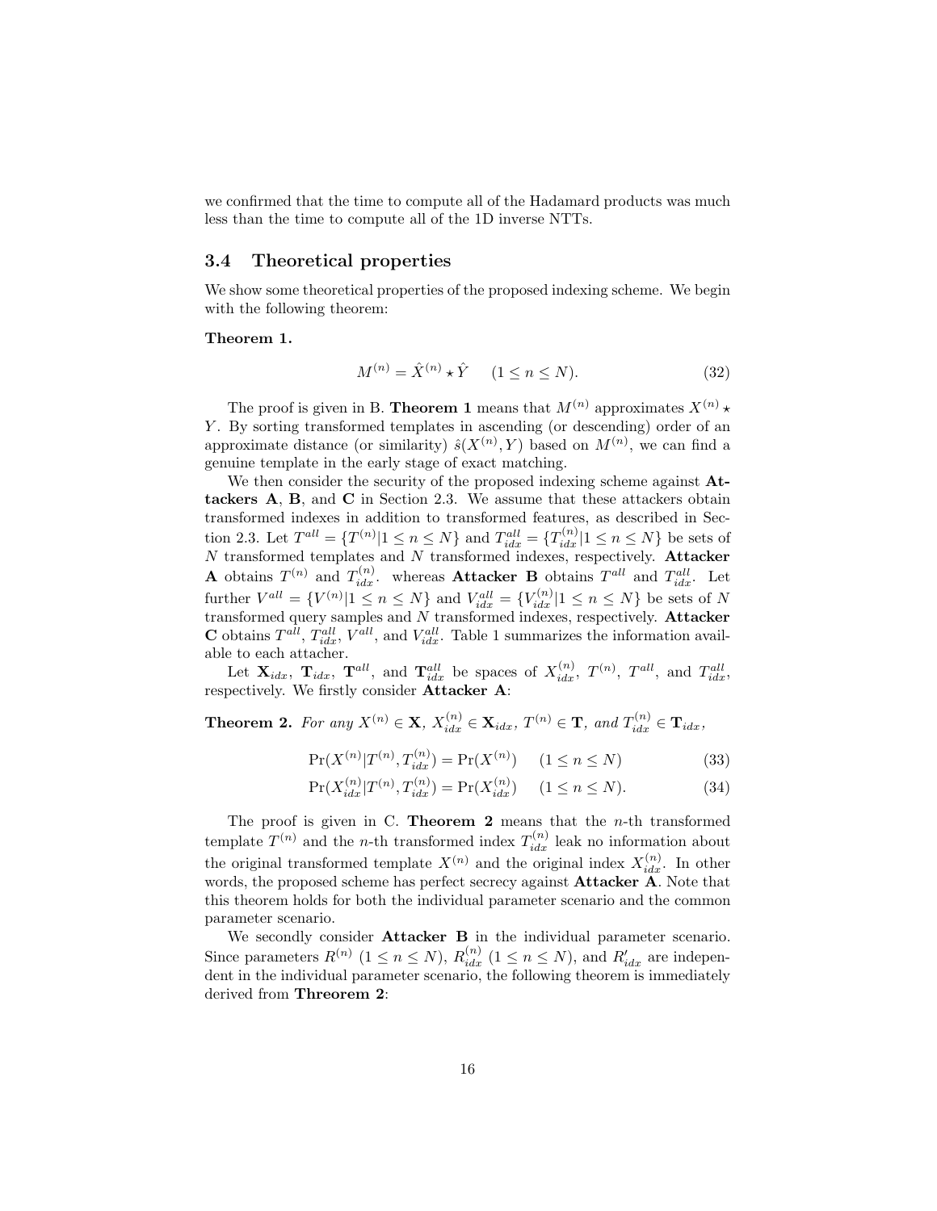we confirmed that the time to compute all of the Hadamard products was much less than the time to compute all of the 1D inverse NTTs.

### 3.4 Theoretical properties

We show some theoretical properties of the proposed indexing scheme. We begin with the following theorem:

**Theorem 1.**

$$M^{(n)} = \hat{X}^{(n)} \star \hat{Y} \quad (1 \leq n \leq N). \tag{32}$$

The proof is given in B. **Theorem 1** means that $M^{(n)}$ approximates $X^{(n)} \star Y$. By sorting transformed templates in ascending (or descending) order of an approximate distance (or similarity) $\hat{s}(X^{(n)}, Y)$ based on $M^{(n)}$, we can find a genuine template in the early stage of exact matching.

We then consider the security of the proposed indexing scheme against **Attackers A**, **B**, and **C** in Section 2.3. We assume that these attackers obtain transformed indexes in addition to transformed features, as described in Section 2.3. Let $T^{all} = \{T^{(n)} | 1 \leq n \leq N\}$ and $T_{idx}^{all} = \{T_{idx}^{(n)} | 1 \leq n \leq N\}$ be sets of $N$ transformed templates and $N$ transformed indexes, respectively. **Attacker A** obtains $T^{(n)}$ and $T_{idx}^{(n)}$. whereas **Attacker B** obtains $T^{all}$ and $T_{idx}^{all}$. Let further $V^{all} = \{V^{(n)} | 1 \leq n \leq N\}$ and $V_{idx}^{all} = \{V_{idx}^{(n)} | 1 \leq n \leq N\}$ be sets of $N$ transformed query samples and $N$ transformed indexes, respectively. **Attacker C** obtains $T^{all}$, $T_{idx}^{all}$, $V^{all}$, and $V_{idx}^{all}$. Table 1 summarizes the information available to each attacher.

Let $\mathbf{X}_{idx}$, $\mathbf{T}_{idx}$, $\mathbf{T}^{all}$, and $\mathbf{T}_{idx}^{all}$ be spaces of $X_{idx}^{(n)}$, $T^{(n)}$, $T^{all}$, and $T_{idx}^{all}$, respectively. We firstly consider **Attacker A**:

**Theorem 2.** *For any $X^{(n)} \in \mathbf{X}$, $X_{idx}^{(n)} \in \mathbf{X}_{idx}$, $T^{(n)} \in \mathbf{T}$, and $T_{idx}^{(n)} \in \mathbf{T}_{idx}$,*

$$\Pr(X^{(n)} | T^{(n)}, T_{idx}^{(n)}) = \Pr(X^{(n)}) \quad (1 \leq n \leq N) \tag{33}$$

$$\Pr(X_{idx}^{(n)} | T^{(n)}, T_{idx}^{(n)}) = \Pr(X_{idx}^{(n)}) \quad (1 \leq n \leq N). \tag{34}$$

The proof is given in C. **Theorem 2** means that the $n$-th transformed template $T^{(n)}$ and the $n$-th transformed index $T_{idx}^{(n)}$ leak no information about the original transformed template $X^{(n)}$ and the original index $X_{idx}^{(n)}$. In other words, the proposed scheme has perfect secrecy against **Attacker A**. Note that this theorem holds for both the individual parameter scenario and the common parameter scenario.

We secondly consider **Attacker B** in the individual parameter scenario. Since parameters $R^{(n)}$ $(1 \leq n \leq N)$, $R_{idx}^{(n)}$ $(1 \leq n \leq N)$, and $R'_{idx}$ are independent in the individual parameter scenario, the following theorem is immediately derived from **Threorem 2**: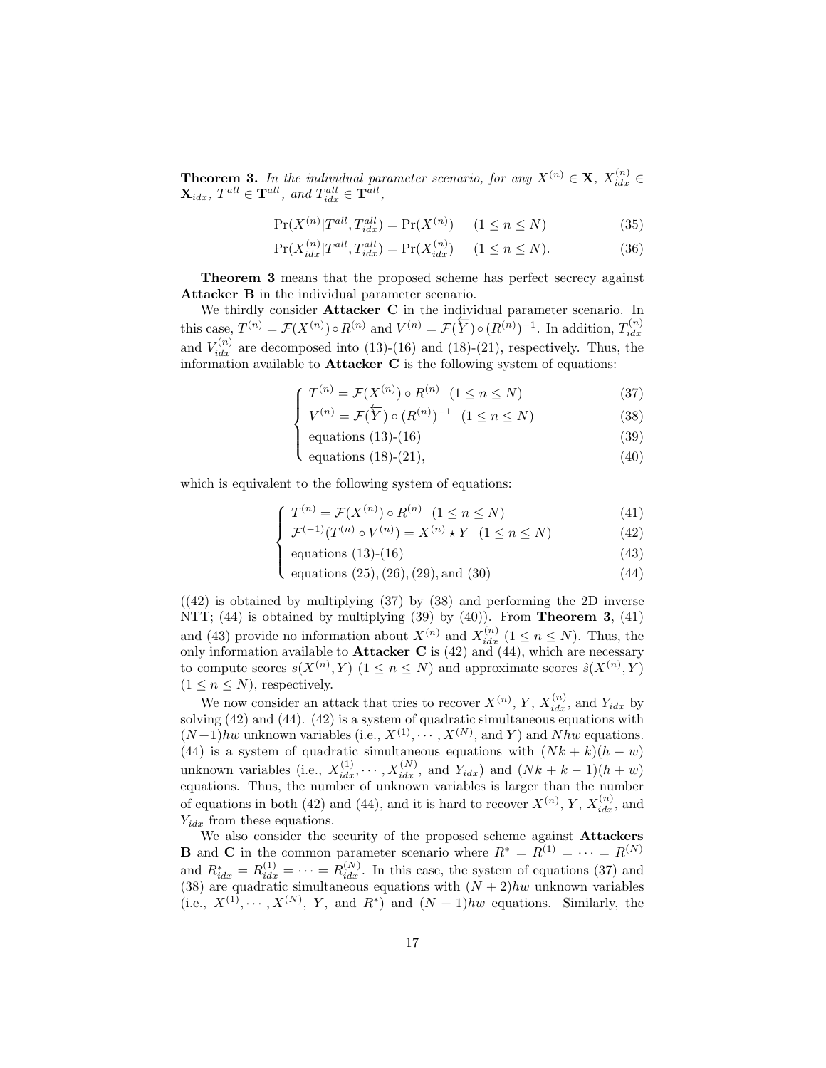**Theorem 3.** *In the individual parameter scenario, for any $X^{(n)} \in \mathbf{X}$, $X_{idx}^{(n)} \in \mathbf{X}_{idx}$, $T^{all} \in \mathbf{T}^{all}$, and $T_{idx}^{all} \in \mathbf{T}^{all}$,*

$$\Pr(X^{(n)}|T^{all}, T_{idx}^{all}) = \Pr(X^{(n)}) \quad (1 \leq n \leq N) \tag{35}$$

$$\Pr(X_{idx}^{(n)}|T^{all}, T_{idx}^{all}) = \Pr(X_{idx}^{(n)}) \quad (1 \leq n \leq N). \tag{36}$$

**Theorem 3** means that the proposed scheme has perfect secrecy against **Attacker B** in the individual parameter scenario.

We thirdly consider **Attacker C** in the individual parameter scenario. In this case, $T^{(n)} = \mathcal{F}(X^{(n)}) \circ R^{(n)}$ and $V^{(n)} = \mathcal{F}(\overleftarrow{Y}) \circ (R^{(n)})^{-1}$. In addition, $T_{idx}^{(n)}$ and $V_{idx}^{(n)}$ are decomposed into (13)-(16) and (18)-(21), respectively. Thus, the information available to **Attacker C** is the following system of equations:

$$\begin{cases} T^{(n)} = \mathcal{F}(X^{(n)}) \circ R^{(n)} \quad (1 \leq n \leq N) & (37) \\ V^{(n)} = \mathcal{F}(\overleftarrow{Y}) \circ (R^{(n)})^{-1} \quad (1 \leq n \leq N) & (38) \\ \text{equations (13)-(16)} & (39) \\ \text{equations (18)-(21),} & (40) \end{cases}$$

which is equivalent to the following system of equations:

$$\begin{cases} T^{(n)} = \mathcal{F}(X^{(n)}) \circ R^{(n)} \quad (1 \leq n \leq N) & (41) \\ \mathcal{F}^{(-1)}(T^{(n)} \circ V^{(n)}) = X^{(n)} \star Y \quad (1 \leq n \leq N) & (42) \\ \text{equations (13)-(16)} & (43) \\ \text{equations (25), (26), (29), and (30)} & (44) \end{cases}$$

((42) is obtained by multiplying (37) by (38) and performing the 2D inverse NTT; (44) is obtained by multiplying (39) by (40)). From **Theorem 3**, (41) and (43) provide no information about $X^{(n)}$ and $X_{idx}^{(n)}$ $(1 \leq n \leq N)$. Thus, the only information available to **Attacker C** is (42) and (44), which are necessary to compute scores $s(X^{(n)}, Y)$ $(1 \leq n \leq N)$ and approximate scores $\hat{s}(X^{(n)}, Y)$ $(1 \leq n \leq N)$, respectively.

We now consider an attack that tries to recover $X^{(n)}$, $Y$, $X_{idx}^{(n)}$, and $Y_{idx}$ by solving (42) and (44). (42) is a system of quadratic simultaneous equations with $(N+1)hw$ unknown variables (i.e., $X^{(1)}, \cdots, X^{(N)}$, and $Y$) and $Nhw$ equations. (44) is a system of quadratic simultaneous equations with $(Nk + k)(h + w)$ unknown variables (i.e., $X_{idx}^{(1)}, \cdots, X_{idx}^{(N)}$, and $Y_{idx}$) and $(Nk + k - 1)(h + w)$ equations. Thus, the number of unknown variables is larger than the number of equations in both (42) and (44), and it is hard to recover $X^{(n)}$, $Y$, $X_{idx}^{(n)}$, and $Y_{idx}$ from these equations.

We also consider the security of the proposed scheme against **Attackers B** and **C** in the common parameter scenario where $R^* = R^{(1)} = \cdots = R^{(N)}$ and $R_{idx}^* = R_{idx}^{(1)} = \cdots = R_{idx}^{(N)}$. In this case, the system of equations (37) and (38) are quadratic simultaneous equations with $(N + 2)hw$ unknown variables (i.e., $X^{(1)}, \cdots, X^{(N)}$, $Y$, and $R^*$) and $(N + 1)hw$ equations. Similarly, the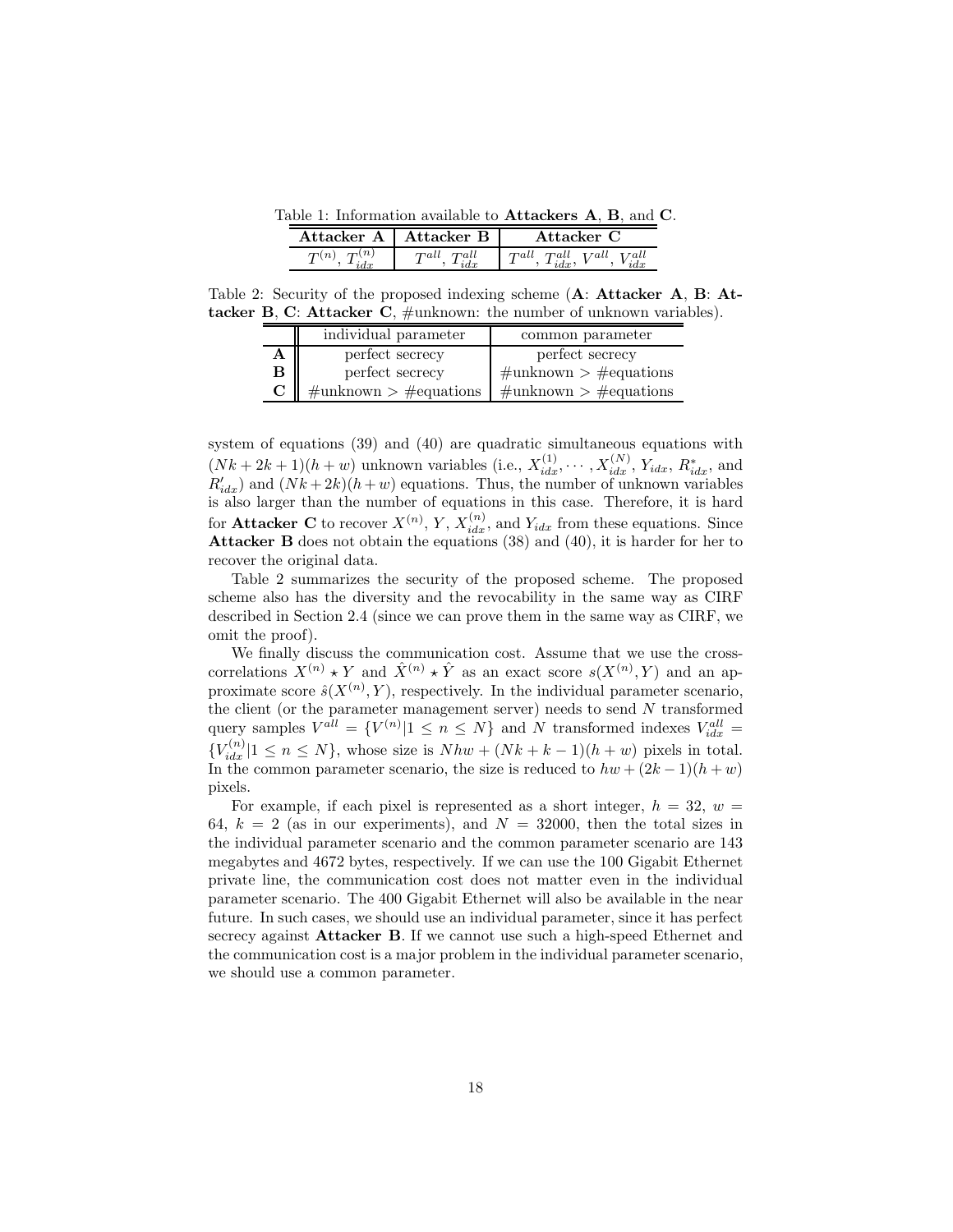Table 1: Information available to **Attackers A**, **B**, and **C**.

| **Attacker A** | **Attacker B** | **Attacker C** |
|---|---|---|
| $T^{(n)}$, $T_{idx}^{(n)}$ | $T^{all}$, $T_{idx}^{all}$ | $T^{all}$, $T_{idx}^{all}$, $V^{all}$, $V_{idx}^{all}$ |

Table 2: Security of the proposed indexing scheme (**A**: **Attacker A**, **B**: **Attacker B**, **C**: **Attacker C**, #unknown: the number of unknown variables).

| | individual parameter | common parameter |
|---|---|---|
| **A** | perfect secrecy | perfect secrecy |
| **B** | perfect secrecy | #unknown > #equations |
| **C** | #unknown > #equations | #unknown > #equations |

system of equations (39) and (40) are quadratic simultaneous equations with $(Nk + 2k + 1)(h + w)$ unknown variables (i.e., $X_{idx}^{(1)}, \cdots, X_{idx}^{(N)}$, $Y_{idx}$, $R_{idx}^*$, and $R'_{idx}$) and $(Nk + 2k)(h + w)$ equations. Thus, the number of unknown variables is also larger than the number of equations in this case. Therefore, it is hard for **Attacker C** to recover $X^{(n)}$, $Y$, $X_{idx}^{(n)}$, and $Y_{idx}$ from these equations. Since **Attacker B** does not obtain the equations (38) and (40), it is harder for her to recover the original data.

Table 2 summarizes the security of the proposed scheme. The proposed scheme also has the diversity and the revocability in the same way as CIRF described in Section 2.4 (since we can prove them in the same way as CIRF, we omit the proof).

We finally discuss the communication cost. Assume that we use the cross-correlations $X^{(n)} \star Y$ and $\hat{X}^{(n)} \star \hat{Y}$ as an exact score $s(X^{(n)}, Y)$ and an approximate score $\hat{s}(X^{(n)}, Y)$, respectively. In the individual parameter scenario, the client (or the parameter management server) needs to send $N$ transformed query samples $V^{all} = \{V^{(n)} | 1 \leq n \leq N\}$ and $N$ transformed indexes $V_{idx}^{all} = \{V_{idx}^{(n)} | 1 \leq n \leq N\}$, whose size is $Nhw + (Nk + k - 1)(h + w)$ pixels in total. In the common parameter scenario, the size is reduced to $hw + (2k - 1)(h + w)$ pixels.

For example, if each pixel is represented as a short integer, $h = 32$, $w = 64$, $k = 2$ (as in our experiments), and $N = 32000$, then the total sizes in the individual parameter scenario and the common parameter scenario are 143 megabytes and 4672 bytes, respectively. If we can use the 100 Gigabit Ethernet private line, the communication cost does not matter even in the individual parameter scenario. The 400 Gigabit Ethernet will also be available in the near future. In such cases, we should use an individual parameter, since it has perfect secrecy against **Attacker B**. If we cannot use such a high-speed Ethernet and the communication cost is a major problem in the individual parameter scenario, we should use a common parameter.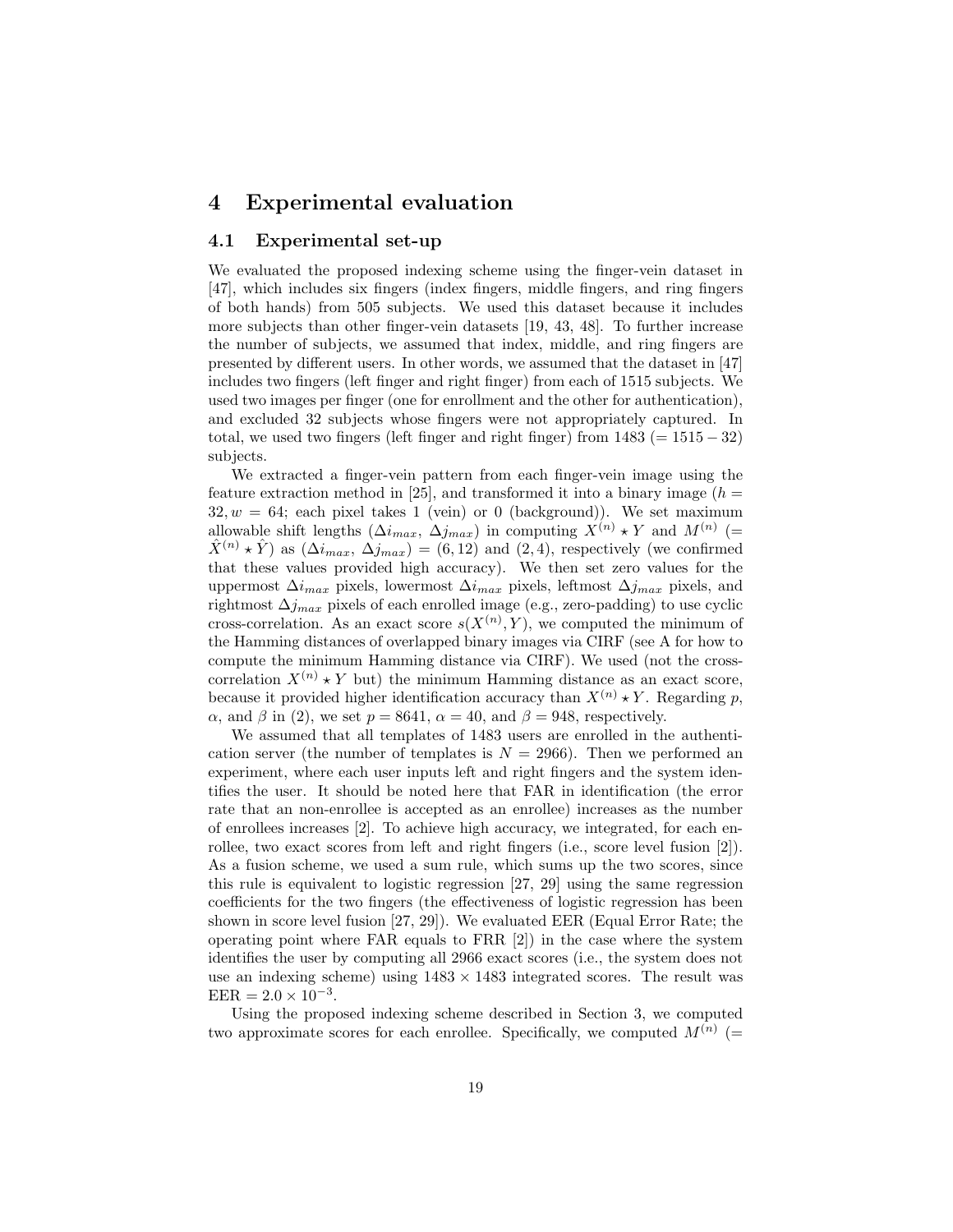# 4 Experimental evaluation

## 4.1 Experimental set-up

We evaluated the proposed indexing scheme using the finger-vein dataset in [47], which includes six fingers (index fingers, middle fingers, and ring fingers of both hands) from 505 subjects. We used this dataset because it includes more subjects than other finger-vein datasets [19, 43, 48]. To further increase the number of subjects, we assumed that index, middle, and ring fingers are presented by different users. In other words, we assumed that the dataset in [47] includes two fingers (left finger and right finger) from each of 1515 subjects. We used two images per finger (one for enrollment and the other for authentication), and excluded 32 subjects whose fingers were not appropriately captured. In total, we used two fingers (left finger and right finger) from 1483 ($= 1515 - 32$) subjects.

We extracted a finger-vein pattern from each finger-vein image using the feature extraction method in [25], and transformed it into a binary image ($h = 32, w = 64$; each pixel takes 1 (vein) or 0 (background)). We set maximum allowable shift lengths ($\Delta i_{max}$, $\Delta j_{max}$) in computing $X^{(n)} \star Y$ and $M^{(n)}$ ($= \hat{X}^{(n)} \star \hat{Y}$) as ($\Delta i_{max}$, $\Delta j_{max}$) $= (6, 12)$ and $(2, 4)$, respectively (we confirmed that these values provided high accuracy). We then set zero values for the uppermost $\Delta i_{max}$ pixels, lowermost $\Delta i_{max}$ pixels, leftmost $\Delta j_{max}$ pixels, and rightmost $\Delta j_{max}$ pixels of each enrolled image (e.g., zero-padding) to use cyclic cross-correlation. As an exact score $s(X^{(n)}, Y)$, we computed the minimum of the Hamming distances of overlapped binary images via CIRF (see A for how to compute the minimum Hamming distance via CIRF). We used (not the cross-correlation $X^{(n)} \star Y$ but) the minimum Hamming distance as an exact score, because it provided higher identification accuracy than $X^{(n)} \star Y$. Regarding $p$, $\alpha$, and $\beta$ in (2), we set $p = 8641$, $\alpha = 40$, and $\beta = 948$, respectively.

We assumed that all templates of 1483 users are enrolled in the authentication server (the number of templates is $N = 2966$). Then we performed an experiment, where each user inputs left and right fingers and the system identifies the user. It should be noted here that FAR in identification (the error rate that an non-enrollee is accepted as an enrollee) increases as the number of enrollees increases [2]. To achieve high accuracy, we integrated, for each enrollee, two exact scores from left and right fingers (i.e., score level fusion [2]). As a fusion scheme, we used a sum rule, which sums up the two scores, since this rule is equivalent to logistic regression [27, 29] using the same regression coefficients for the two fingers (the effectiveness of logistic regression has been shown in score level fusion [27, 29]). We evaluated EER (Equal Error Rate; the operating point where FAR equals to FRR [2]) in the case where the system identifies the user by computing all 2966 exact scores (i.e., the system does not use an indexing scheme) using $1483 \times 1483$ integrated scores. The result was $\text{EER} = 2.0 \times 10^{-3}$.

Using the proposed indexing scheme described in Section 3, we computed two approximate scores for each enrollee. Specifically, we computed $M^{(n)}$ (=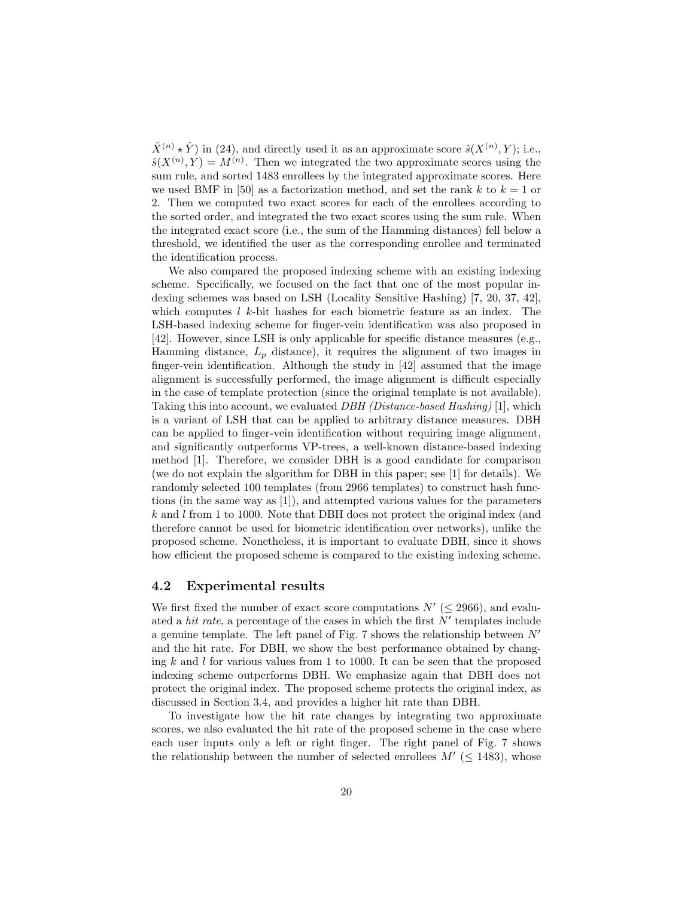$\hat{X}^{(n)} \star \hat{Y}$) in (24), and directly used it as an approximate score $\hat{s}(X^{(n)}, Y)$; i.e., $\hat{s}(X^{(n)}, Y) = M^{(n)}$. Then we integrated the two approximate scores using the sum rule, and sorted 1483 enrollees by the integrated approximate scores. Here we used BMF in [50] as a factorization method, and set the rank $k$ to $k = 1$ or 2. Then we computed two exact scores for each of the enrollees according to the sorted order, and integrated the two exact scores using the sum rule. When the integrated exact score (i.e., the sum of the Hamming distances) fell below a threshold, we identified the user as the corresponding enrollee and terminated the identification process.

We also compared the proposed indexing scheme with an existing indexing scheme. Specifically, we focused on the fact that one of the most popular indexing schemes was based on LSH (Locality Sensitive Hashing) [7, 20, 37, 42], which computes $l$ $k$-bit hashes for each biometric feature as an index. The LSH-based indexing scheme for finger-vein identification was also proposed in [42]. However, since LSH is only applicable for specific distance measures (e.g., Hamming distance, $L_p$ distance), it requires the alignment of two images in finger-vein identification. Although the study in [42] assumed that the image alignment is successfully performed, the image alignment is difficult especially in the case of template protection (since the original template is not available). Taking this into account, we evaluated *DBH (Distance-based Hashing)* [1], which is a variant of LSH that can be applied to arbitrary distance measures. DBH can be applied to finger-vein identification without requiring image alignment, and significantly outperforms VP-trees, a well-known distance-based indexing method [1]. Therefore, we consider DBH is a good candidate for comparison (we do not explain the algorithm for DBH in this paper; see [1] for details). We randomly selected 100 templates (from 2966 templates) to construct hash functions (in the same way as [1]), and attempted various values for the parameters $k$ and $l$ from 1 to 1000. Note that DBH does not protect the original index (and therefore cannot be used for biometric identification over networks), unlike the proposed scheme. Nonetheless, it is important to evaluate DBH, since it shows how efficient the proposed scheme is compared to the existing indexing scheme.

## 4.2 Experimental results

We first fixed the number of exact score computations $N'$ ($\leq 2966$), and evaluated a *hit rate*, a percentage of the cases in which the first $N'$ templates include a genuine template. The left panel of Fig. 7 shows the relationship between $N'$ and the hit rate. For DBH, we show the best performance obtained by changing $k$ and $l$ for various values from 1 to 1000. It can be seen that the proposed indexing scheme outperforms DBH. We emphasize again that DBH does not protect the original index. The proposed scheme protects the original index, as discussed in Section 3.4, and provides a higher hit rate than DBH.

To investigate how the hit rate changes by integrating two approximate scores, we also evaluated the hit rate of the proposed scheme in the case where each user inputs only a left or right finger. The right panel of Fig. 7 shows the relationship between the number of selected enrollees $M'$ ($\leq 1483$), whose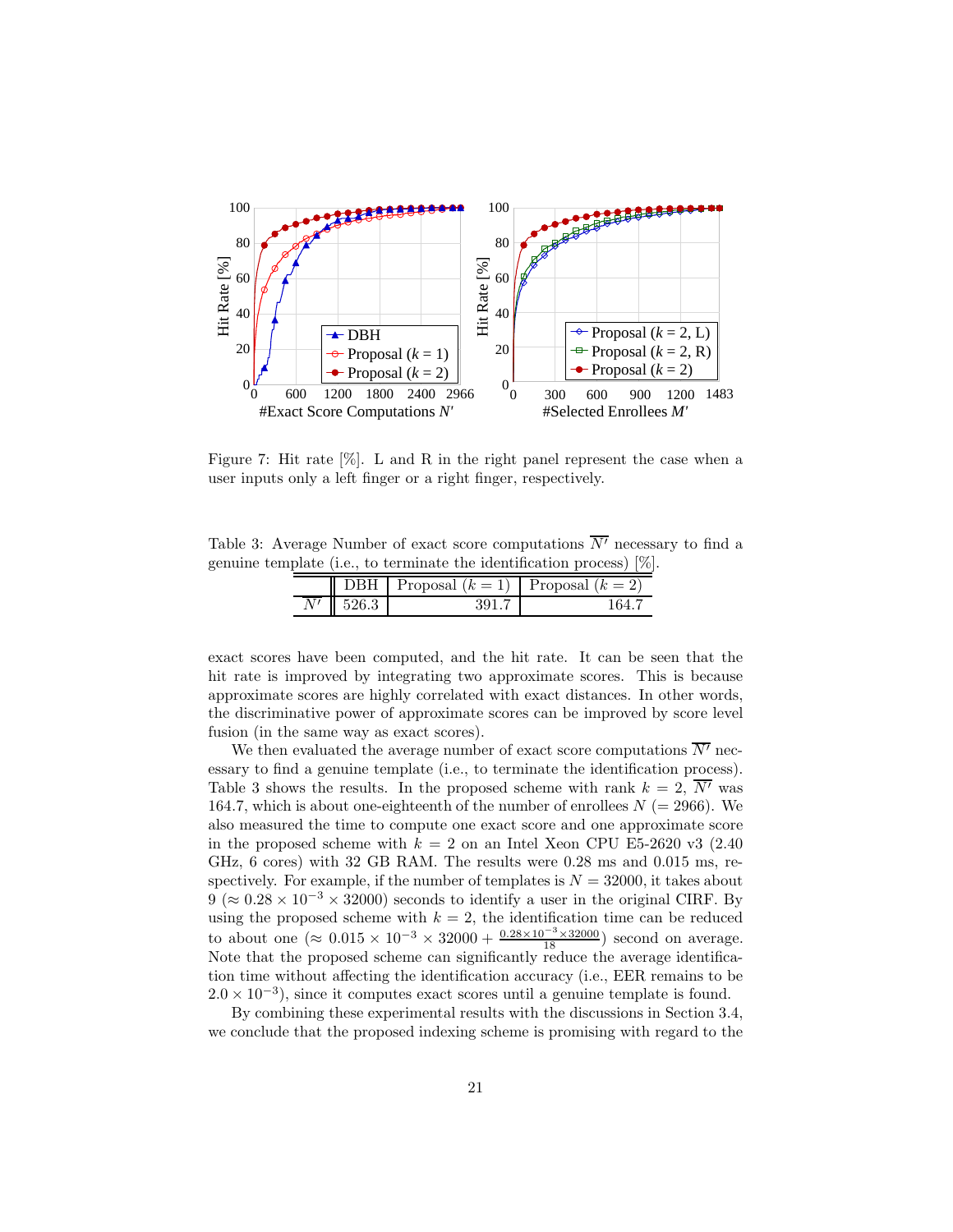Figure 7: Hit rate [%]. L and R in the right panel represent the case when a user inputs only a left finger or a right finger, respectively.

Table 3: Average Number of exact score computations $\overline{N'}$ necessary to find a genuine template (i.e., to terminate the identification process) [%].

| | DBH | Proposal ($k = 1$) | Proposal ($k = 2$) |
|---|---|---|---|
| $\overline{N'}$ | 526.3 | 391.7 | 164.7 |

exact scores have been computed, and the hit rate. It can be seen that the hit rate is improved by integrating two approximate scores. This is because approximate scores are highly correlated with exact distances. In other words, the discriminative power of approximate scores can be improved by score level fusion (in the same way as exact scores).

We then evaluated the average number of exact score computations $\overline{N'}$ necessary to find a genuine template (i.e., to terminate the identification process). Table 3 shows the results. In the proposed scheme with rank $k = 2$, $\overline{N'}$ was 164.7, which is about one-eighteenth of the number of enrollees $N$ (= 2966). We also measured the time to compute one exact score and one approximate score in the proposed scheme with $k = 2$ on an Intel Xeon CPU E5-2620 v3 (2.40 GHz, 6 cores) with 32 GB RAM. The results were 0.28 ms and 0.015 ms, respectively. For example, if the number of templates is $N = 32000$, it takes about 9 ($\approx 0.28 \times 10^{-3} \times 32000$) seconds to identify a user in the original CIRF. By using the proposed scheme with $k = 2$, the identification time can be reduced to about one ($\approx 0.015 \times 10^{-3} \times 32000 + \frac{0.28 \times 10^{-3} \times 32000}{18}$) second on average. Note that the proposed scheme can significantly reduce the average identification time without affecting the identification accuracy (i.e., EER remains to be $2.0 \times 10^{-3}$), since it computes exact scores until a genuine template is found.

By combining these experimental results with the discussions in Section 3.4, we conclude that the proposed indexing scheme is promising with regard to the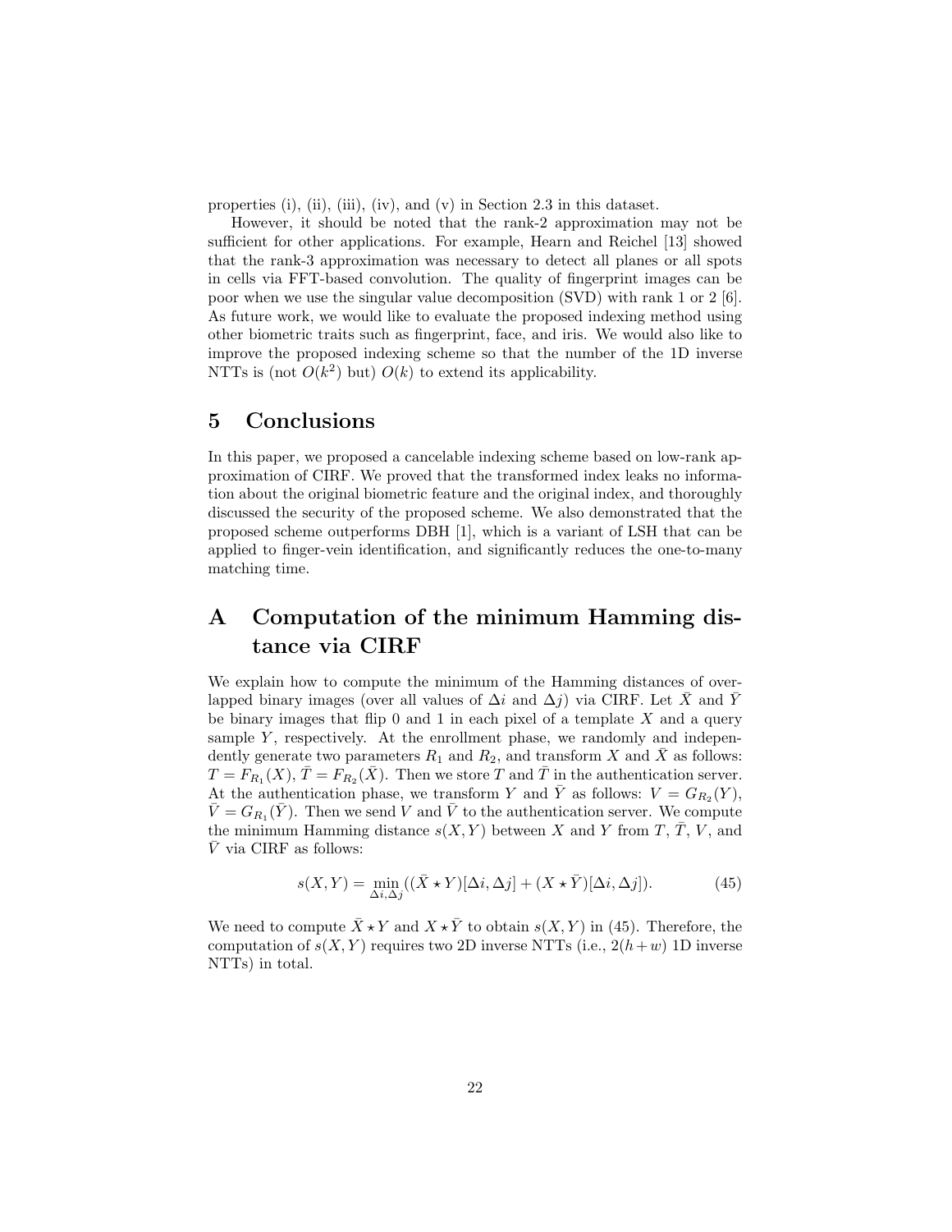properties (i), (ii), (iii), (iv), and (v) in Section 2.3 in this dataset.

However, it should be noted that the rank-2 approximation may not be sufficient for other applications. For example, Hearn and Reichel [13] showed that the rank-3 approximation was necessary to detect all planes or all spots in cells via FFT-based convolution. The quality of fingerprint images can be poor when we use the singular value decomposition (SVD) with rank 1 or 2 [6]. As future work, we would like to evaluate the proposed indexing method using other biometric traits such as fingerprint, face, and iris. We would also like to improve the proposed indexing scheme so that the number of the 1D inverse NTTs is (not $O(k^2)$ but) $O(k)$ to extend its applicability.

# 5 Conclusions

In this paper, we proposed a cancelable indexing scheme based on low-rank approximation of CIRF. We proved that the transformed index leaks no information about the original biometric feature and the original index, and thoroughly discussed the security of the proposed scheme. We also demonstrated that the proposed scheme outperforms DBH [1], which is a variant of LSH that can be applied to finger-vein identification, and significantly reduces the one-to-many matching time.

# A Computation of the minimum Hamming distance via CIRF

We explain how to compute the minimum of the Hamming distances of overlapped binary images (over all values of $\Delta i$ and $\Delta j$) via CIRF. Let $\bar{X}$ and $\bar{Y}$ be binary images that flip 0 and 1 in each pixel of a template $X$ and a query sample $Y$, respectively. At the enrollment phase, we randomly and independently generate two parameters $R_1$ and $R_2$, and transform $X$ and $\bar{X}$ as follows: $T = F_{R_1}(X)$, $\bar{T} = F_{R_2}(\bar{X})$. Then we store $T$ and $\bar{T}$ in the authentication server. At the authentication phase, we transform $Y$ and $\bar{Y}$ as follows: $V = G_{R_2}(Y)$, $\bar{V} = G_{R_1}(\bar{Y})$. Then we send $V$ and $\bar{V}$ to the authentication server. We compute the minimum Hamming distance $s(X, Y)$ between $X$ and $Y$ from $T$, $\bar{T}$, $V$, and $\bar{V}$ via CIRF as follows:

$$s(X, Y) = \min_{\Delta i, \Delta j} ((\bar{X} \star Y)[\Delta i, \Delta j] + (X \star \bar{Y})[\Delta i, \Delta j]). \tag{45}$$

We need to compute $\bar{X} \star Y$ and $X \star \bar{Y}$ to obtain $s(X, Y)$ in (45). Therefore, the computation of $s(X, Y)$ requires two 2D inverse NTTs (i.e., $2(h + w)$ 1D inverse NTTs) in total.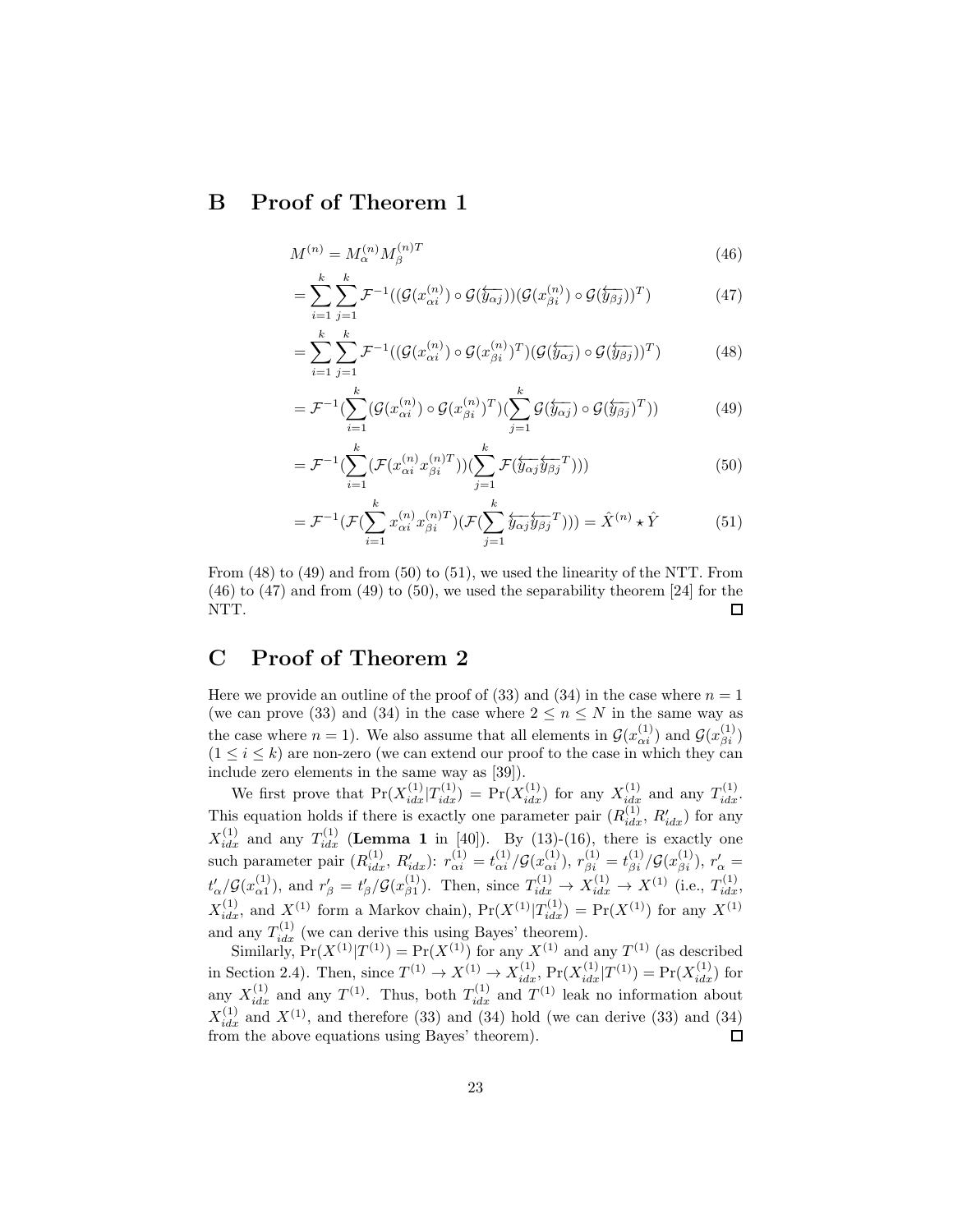# B Proof of Theorem 1

$$M^{(n)} = M_\alpha^{(n)} M_\beta^{(n)T} \tag{46}$$

$$= \sum_{i=1}^{k} \sum_{j=1}^{k} \mathcal{F}^{-1}((\mathcal{G}(x_{\alpha i}^{(n)}) \circ \mathcal{G}(\overleftarrow{y_{\alpha j}}))(\mathcal{G}(x_{\beta i}^{(n)}) \circ \mathcal{G}(\overleftarrow{y_{\beta j}}))^T) \tag{47}$$

$$= \sum_{i=1}^{k} \sum_{j=1}^{k} \mathcal{F}^{-1}((\mathcal{G}(x_{\alpha i}^{(n)}) \circ \mathcal{G}(x_{\beta i}^{(n)})^T)(\mathcal{G}(\overleftarrow{y_{\alpha j}}) \circ \mathcal{G}(\overleftarrow{y_{\beta j}}))^T) \tag{48}$$

$$= \mathcal{F}^{-1}(\sum_{i=1}^{k} (\mathcal{G}(x_{\alpha i}^{(n)}) \circ \mathcal{G}(x_{\beta i}^{(n)})^T)(\sum_{j=1}^{k} \mathcal{G}(\overleftarrow{y_{\alpha j}}) \circ \mathcal{G}(\overleftarrow{y_{\beta j}})^T)) \tag{49}$$

$$= \mathcal{F}^{-1}(\sum_{i=1}^{k} (\mathcal{F}(x_{\alpha i}^{(n)} x_{\beta i}^{(n)T}))(\sum_{j=1}^{k} \mathcal{F}(\overleftarrow{y_{\alpha j}} \overleftarrow{y_{\beta j}}^T))) \tag{50}$$

$$= \mathcal{F}^{-1}(\mathcal{F}(\sum_{i=1}^{k} x_{\alpha i}^{(n)} x_{\beta i}^{(n)T})(\mathcal{F}(\sum_{j=1}^{k} \overleftarrow{y_{\alpha j}} \overleftarrow{y_{\beta j}}^T))) = \hat{X}^{(n)} \star \hat{Y} \tag{51}$$

From (48) to (49) and from (50) to (51), we used the linearity of the NTT. From (46) to (47) and from (49) to (50), we used the separability theorem [24] for the NTT. □

# C Proof of Theorem 2

Here we provide an outline of the proof of (33) and (34) in the case where $n = 1$ (we can prove (33) and (34) in the case where $2 \leq n \leq N$ in the same way as the case where $n = 1$). We also assume that all elements in $\mathcal{G}(x_{\alpha i}^{(1)})$ and $\mathcal{G}(x_{\beta i}^{(1)})$ ($1 \leq i \leq k$) are non-zero (we can extend our proof to the case in which they can include zero elements in the same way as [39]).

We first prove that $\Pr(X_{idx}^{(1)} | T_{idx}^{(1)}) = \Pr(X_{idx}^{(1)})$ for any $X_{idx}^{(1)}$ and any $T_{idx}^{(1)}$. This equation holds if there is exactly one parameter pair ($R_{idx}^{(1)}$, $R'_{idx}$) for any $X_{idx}^{(1)}$ and any $T_{idx}^{(1)}$ (**Lemma 1** in [40]). By (13)-(16), there is exactly one such parameter pair ($R_{idx}^{(1)}$, $R'_{idx}$): $r_{\alpha i}^{(1)} = t_{\alpha i}^{(1)} / \mathcal{G}(x_{\alpha i}^{(1)})$, $r_{\beta i}^{(1)} = t_{\beta i}^{(1)} / \mathcal{G}(x_{\beta i}^{(1)})$, $r'_\alpha = t'_\alpha / \mathcal{G}(x_{\alpha 1}^{(1)})$, and $r'_\beta = t'_\beta / \mathcal{G}(x_{\beta 1}^{(1)})$. Then, since $T_{idx}^{(1)} \to X_{idx}^{(1)} \to X^{(1)}$ (i.e., $T_{idx}^{(1)}$, $X_{idx}^{(1)}$, and $X^{(1)}$ form a Markov chain), $\Pr(X^{(1)} | T_{idx}^{(1)}) = \Pr(X^{(1)})$ for any $X^{(1)}$ and any $T_{idx}^{(1)}$ (we can derive this using Bayes' theorem).

Similarly, $\Pr(X^{(1)} | T^{(1)}) = \Pr(X^{(1)})$ for any $X^{(1)}$ and any $T^{(1)}$ (as described in Section 2.4). Then, since $T^{(1)} \to X^{(1)} \to X_{idx}^{(1)}$, $\Pr(X_{idx}^{(1)} | T^{(1)}) = \Pr(X_{idx}^{(1)})$ for any $X_{idx}^{(1)}$ and any $T^{(1)}$. Thus, both $T_{idx}^{(1)}$ and $T^{(1)}$ leak no information about $X_{idx}^{(1)}$ and $X^{(1)}$, and therefore (33) and (34) hold (we can derive (33) and (34) from the above equations using Bayes' theorem). □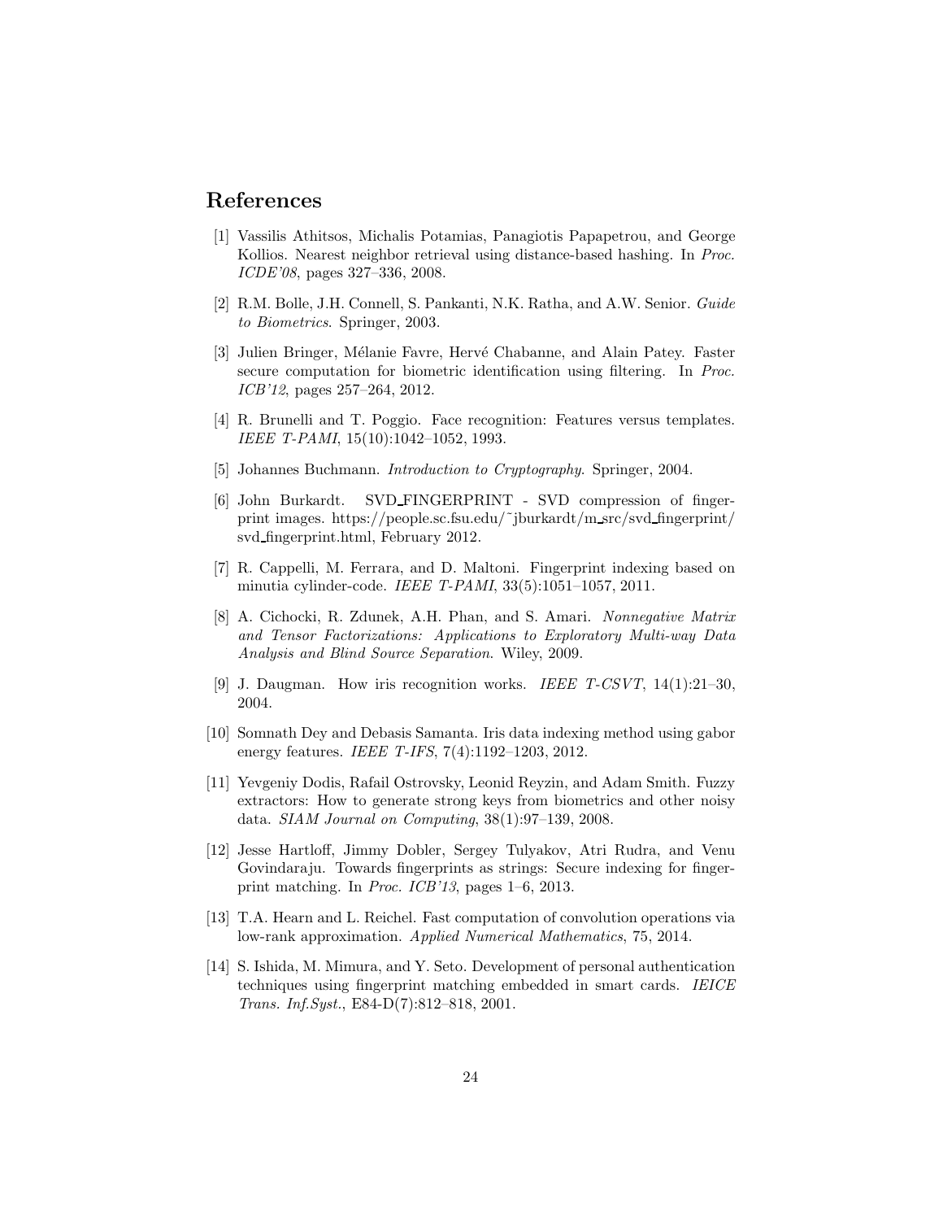# References

[1] Vassilis Athitsos, Michalis Potamias, Panagiotis Papapetrou, and George Kollios. Nearest neighbor retrieval using distance-based hashing. In *Proc. ICDE'08*, pages 327–336, 2008.

[2] R.M. Bolle, J.H. Connell, S. Pankanti, N.K. Ratha, and A.W. Senior. *Guide to Biometrics*. Springer, 2003.

[3] Julien Bringer, Mélanie Favre, Hervé Chabanne, and Alain Patey. Faster secure computation for biometric identification using filtering. In *Proc. ICB'12*, pages 257–264, 2012.

[4] R. Brunelli and T. Poggio. Face recognition: Features versus templates. *IEEE T-PAMI*, 15(10):1042–1052, 1993.

[5] Johannes Buchmann. *Introduction to Cryptography*. Springer, 2004.

[6] John Burkardt. SVD_FINGERPRINT - SVD compression of fingerprint images. https://people.sc.fsu.edu/~jburkardt/m_src/svd_fingerprint/svd_fingerprint.html, February 2012.

[7] R. Cappelli, M. Ferrara, and D. Maltoni. Fingerprint indexing based on minutia cylinder-code. *IEEE T-PAMI*, 33(5):1051–1057, 2011.

[8] A. Cichocki, R. Zdunek, A.H. Phan, and S. Amari. *Nonnegative Matrix and Tensor Factorizations: Applications to Exploratory Multi-way Data Analysis and Blind Source Separation*. Wiley, 2009.

[9] J. Daugman. How iris recognition works. *IEEE T-CSVT*, 14(1):21–30, 2004.

[10] Somnath Dey and Debasis Samanta. Iris data indexing method using gabor energy features. *IEEE T-IFS*, 7(4):1192–1203, 2012.

[11] Yevgeniy Dodis, Rafail Ostrovsky, Leonid Reyzin, and Adam Smith. Fuzzy extractors: How to generate strong keys from biometrics and other noisy data. *SIAM Journal on Computing*, 38(1):97–139, 2008.

[12] Jesse Hartloff, Jimmy Dobler, Sergey Tulyakov, Atri Rudra, and Venu Govindaraju. Towards fingerprints as strings: Secure indexing for fingerprint matching. In *Proc. ICB'13*, pages 1–6, 2013.

[13] T.A. Hearn and L. Reichel. Fast computation of convolution operations via low-rank approximation. *Applied Numerical Mathematics*, 75, 2014.

[14] S. Ishida, M. Mimura, and Y. Seto. Development of personal authentication techniques using fingerprint matching embedded in smart cards. *IEICE Trans. Inf.Syst.*, E84-D(7):812–818, 2001.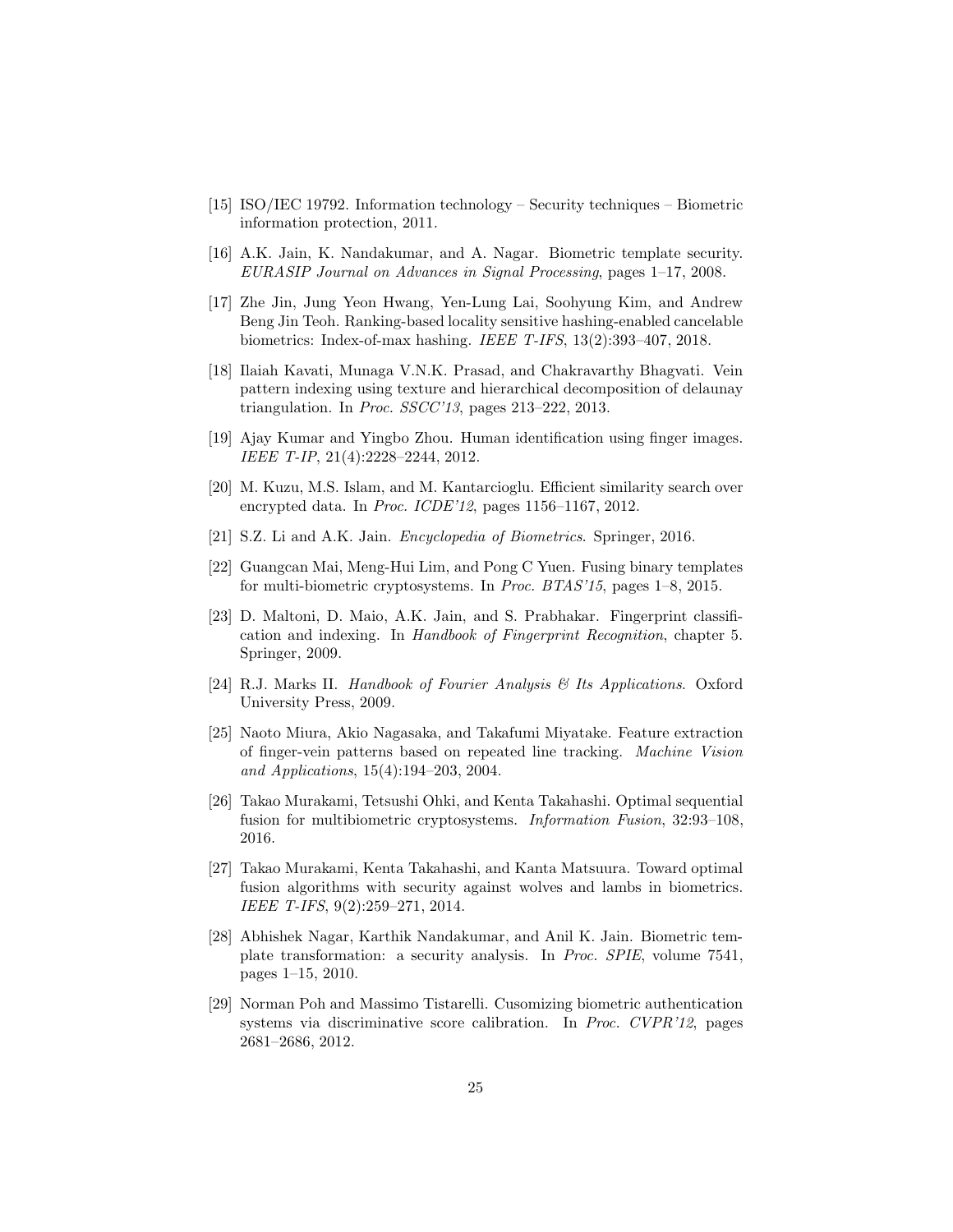[15] ISO/IEC 19792. Information technology – Security techniques – Biometric information protection, 2011.

[16] A.K. Jain, K. Nandakumar, and A. Nagar. Biometric template security. *EURASIP Journal on Advances in Signal Processing*, pages 1–17, 2008.

[17] Zhe Jin, Jung Yeon Hwang, Yen-Lung Lai, Soohyung Kim, and Andrew Beng Jin Teoh. Ranking-based locality sensitive hashing-enabled cancelable biometrics: Index-of-max hashing. *IEEE T-IFS*, 13(2):393–407, 2018.

[18] Ilaiah Kavati, Munaga V.N.K. Prasad, and Chakravarthy Bhagvati. Vein pattern indexing using texture and hierarchical decomposition of delaunay triangulation. In *Proc. SSCC'13*, pages 213–222, 2013.

[19] Ajay Kumar and Yingbo Zhou. Human identification using finger images. *IEEE T-IP*, 21(4):2228–2244, 2012.

[20] M. Kuzu, M.S. Islam, and M. Kantarcioglu. Efficient similarity search over encrypted data. In *Proc. ICDE'12*, pages 1156–1167, 2012.

[21] S.Z. Li and A.K. Jain. *Encyclopedia of Biometrics*. Springer, 2016.

[22] Guangcan Mai, Meng-Hui Lim, and Pong C Yuen. Fusing binary templates for multi-biometric cryptosystems. In *Proc. BTAS'15*, pages 1–8, 2015.

[23] D. Maltoni, D. Maio, A.K. Jain, and S. Prabhakar. Fingerprint classification and indexing. In *Handbook of Fingerprint Recognition*, chapter 5. Springer, 2009.

[24] R.J. Marks II. *Handbook of Fourier Analysis & Its Applications*. Oxford University Press, 2009.

[25] Naoto Miura, Akio Nagasaka, and Takafumi Miyatake. Feature extraction of finger-vein patterns based on repeated line tracking. *Machine Vision and Applications*, 15(4):194–203, 2004.

[26] Takao Murakami, Tetsushi Ohki, and Kenta Takahashi. Optimal sequential fusion for multibiometric cryptosystems. *Information Fusion*, 32:93–108, 2016.

[27] Takao Murakami, Kenta Takahashi, and Kanta Matsuura. Toward optimal fusion algorithms with security against wolves and lambs in biometrics. *IEEE T-IFS*, 9(2):259–271, 2014.

[28] Abhishek Nagar, Karthik Nandakumar, and Anil K. Jain. Biometric template transformation: a security analysis. In *Proc. SPIE*, volume 7541, pages 1–15, 2010.

[29] Norman Poh and Massimo Tistarelli. Cusomizing biometric authentication systems via discriminative score calibration. In *Proc. CVPR'12*, pages 2681–2686, 2012.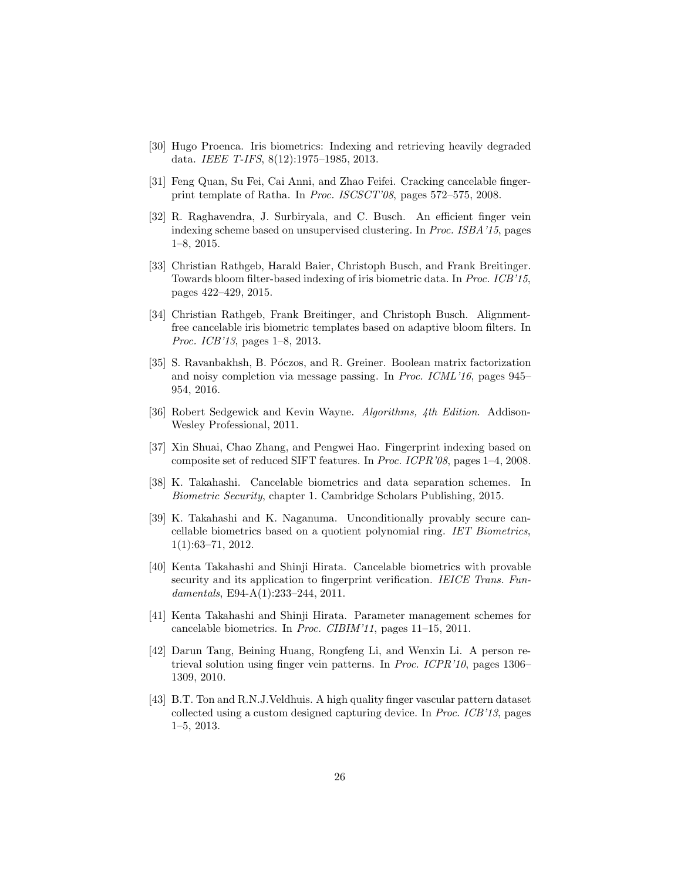[30] Hugo Proenca. Iris biometrics: Indexing and retrieving heavily degraded data. *IEEE T-IFS*, 8(12):1975–1985, 2013.

[31] Feng Quan, Su Fei, Cai Anni, and Zhao Feifei. Cracking cancelable fingerprint template of Ratha. In *Proc. ISCSCT'08*, pages 572–575, 2008.

[32] R. Raghavendra, J. Surbiryala, and C. Busch. An efficient finger vein indexing scheme based on unsupervised clustering. In *Proc. ISBA'15*, pages 1–8, 2015.

[33] Christian Rathgeb, Harald Baier, Christoph Busch, and Frank Breitinger. Towards bloom filter-based indexing of iris biometric data. In *Proc. ICB'15*, pages 422–429, 2015.

[34] Christian Rathgeb, Frank Breitinger, and Christoph Busch. Alignment-free cancelable iris biometric templates based on adaptive bloom filters. In *Proc. ICB'13*, pages 1–8, 2013.

[35] S. Ravanbakhsh, B. Póczos, and R. Greiner. Boolean matrix factorization and noisy completion via message passing. In *Proc. ICML'16*, pages 945–954, 2016.

[36] Robert Sedgewick and Kevin Wayne. *Algorithms, 4th Edition*. Addison-Wesley Professional, 2011.

[37] Xin Shuai, Chao Zhang, and Pengwei Hao. Fingerprint indexing based on composite set of reduced SIFT features. In *Proc. ICPR'08*, pages 1–4, 2008.

[38] K. Takahashi. Cancelable biometrics and data separation schemes. In *Biometric Security*, chapter 1. Cambridge Scholars Publishing, 2015.

[39] K. Takahashi and K. Naganuma. Unconditionally provably secure cancellable biometrics based on a quotient polynomial ring. *IET Biometrics*, 1(1):63–71, 2012.

[40] Kenta Takahashi and Shinji Hirata. Cancelable biometrics with provable security and its application to fingerprint verification. *IEICE Trans. Fundamentals*, E94-A(1):233–244, 2011.

[41] Kenta Takahashi and Shinji Hirata. Parameter management schemes for cancelable biometrics. In *Proc. CIBIM'11*, pages 11–15, 2011.

[42] Darun Tang, Beining Huang, Rongfeng Li, and Wenxin Li. A person retrieval solution using finger vein patterns. In *Proc. ICPR'10*, pages 1306–1309, 2010.

[43] B.T. Ton and R.N.J.Veldhuis. A high quality finger vascular pattern dataset collected using a custom designed capturing device. In *Proc. ICB'13*, pages 1–5, 2013.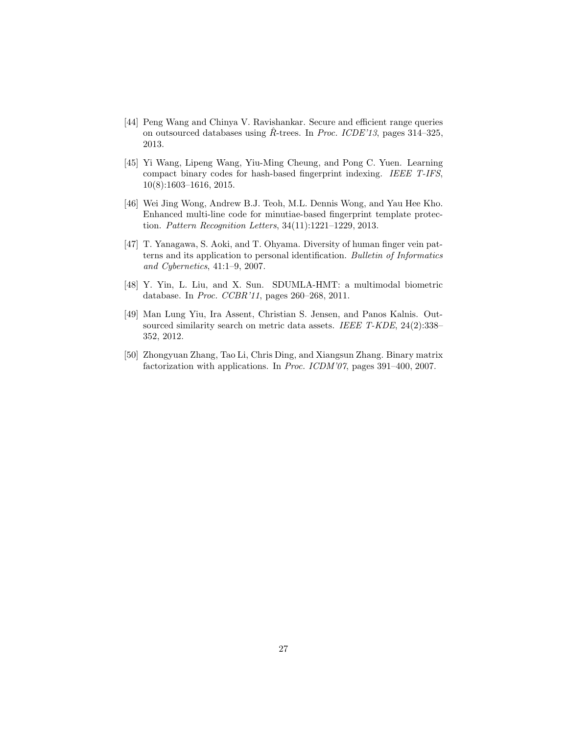[44] Peng Wang and Chinya V. Ravishankar. Secure and efficient range queries on outsourced databases using $\hat{R}$-trees. In *Proc. ICDE'13*, pages 314–325, 2013.

[45] Yi Wang, Lipeng Wang, Yiu-Ming Cheung, and Pong C. Yuen. Learning compact binary codes for hash-based fingerprint indexing. *IEEE T-IFS*, 10(8):1603–1616, 2015.

[46] Wei Jing Wong, Andrew B.J. Teoh, M.L. Dennis Wong, and Yau Hee Kho. Enhanced multi-line code for minutiae-based fingerprint template protection. *Pattern Recognition Letters*, 34(11):1221–1229, 2013.

[47] T. Yanagawa, S. Aoki, and T. Ohyama. Diversity of human finger vein patterns and its application to personal identification. *Bulletin of Informatics and Cybernetics*, 41:1–9, 2007.

[48] Y. Yin, L. Liu, and X. Sun. SDUMLA-HMT: a multimodal biometric database. In *Proc. CCBR'11*, pages 260–268, 2011.

[49] Man Lung Yiu, Ira Assent, Christian S. Jensen, and Panos Kalnis. Outsourced similarity search on metric data assets. *IEEE T-KDE*, 24(2):338–352, 2012.

[50] Zhongyuan Zhang, Tao Li, Chris Ding, and Xiangsun Zhang. Binary matrix factorization with applications. In *Proc. ICDM'07*, pages 391–400, 2007.